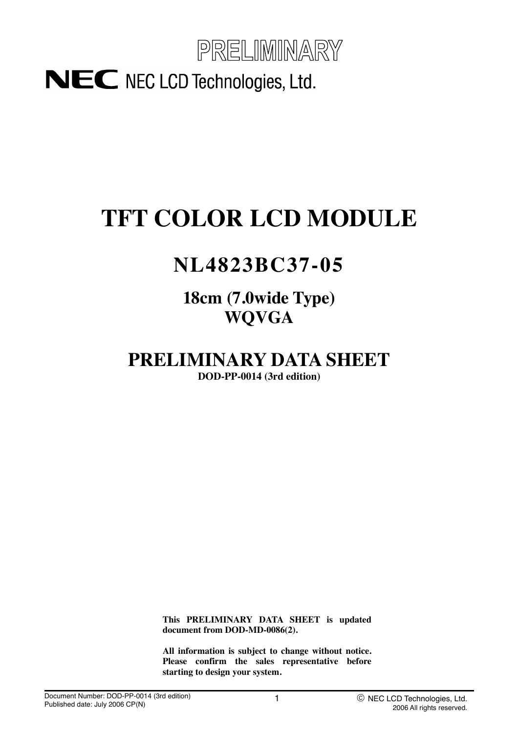PRELIMINARY

NEC NEC LCD Technologies, Ltd.

# TFT COLOR LCD MODULE

## NL4823BC37-05

### 18cm (7.0wide Type)
### WQVGA

## PRELIMINARY DATA SHEET

**DOD-PP-0014 (3rd edition)**

**This PRELIMINARY DATA SHEET is updated document from DOD-MD-0086(2).**

**All information is subject to change without notice. Please confirm the sales representative before starting to design your system.**

Document Number: DOD-PP-0014 (3rd edition)
Published date: July 2006 CP(N)

© NEC LCD Technologies, Ltd.
2006 All rights reserved.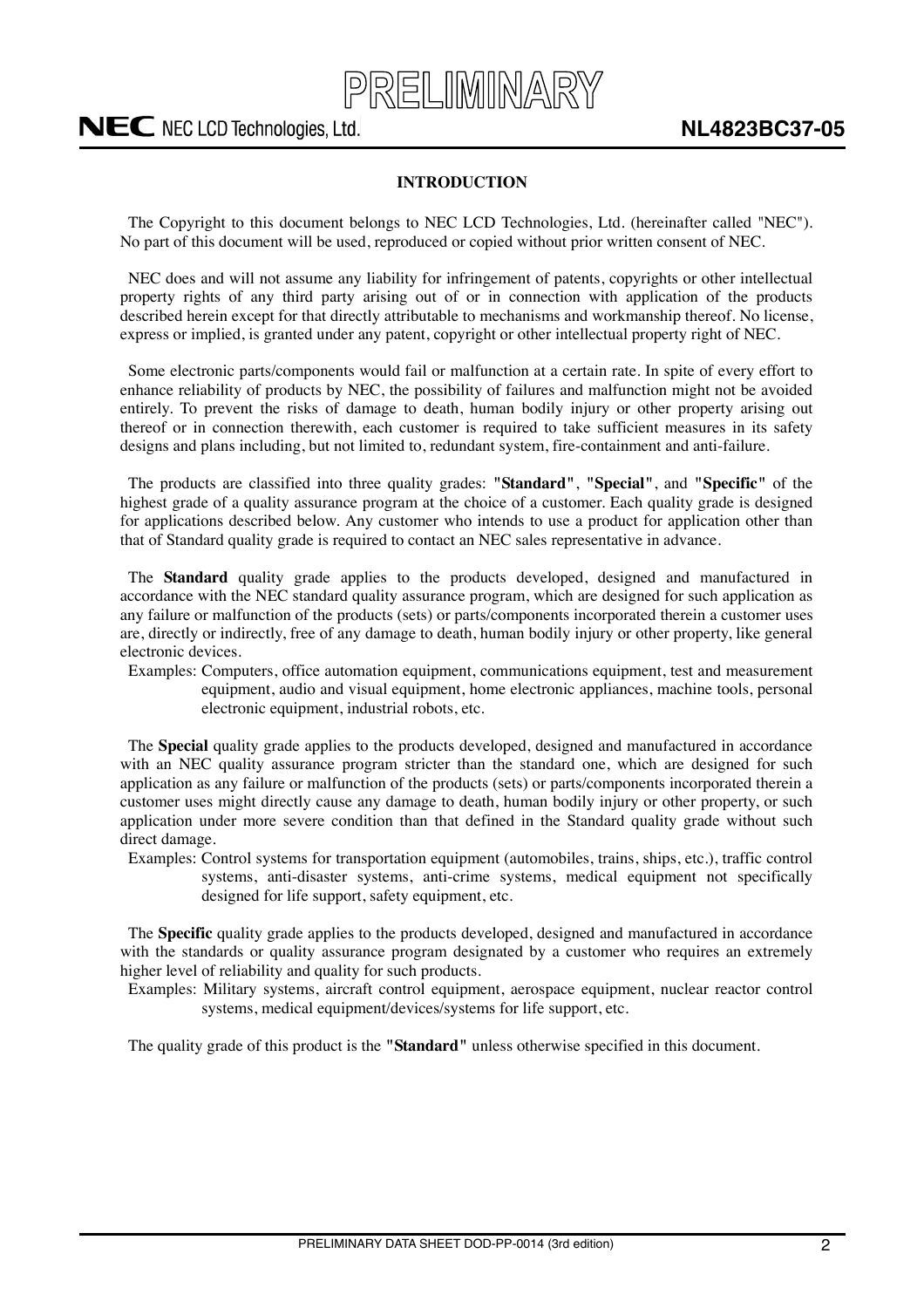## INTRODUCTION

The Copyright to this document belongs to NEC LCD Technologies, Ltd. (hereinafter called "NEC"). No part of this document will be used, reproduced or copied without prior written consent of NEC.

NEC does and will not assume any liability for infringement of patents, copyrights or other intellectual property rights of any third party arising out of or in connection with application of the products described herein except for that directly attributable to mechanisms and workmanship thereof. No license, express or implied, is granted under any patent, copyright or other intellectual property right of NEC.

Some electronic parts/components would fail or malfunction at a certain rate. In spite of every effort to enhance reliability of products by NEC, the possibility of failures and malfunction might not be avoided entirely. To prevent the risks of damage to death, human bodily injury or other property arising out thereof or in connection therewith, each customer is required to take sufficient measures in its safety designs and plans including, but not limited to, redundant system, fire-containment and anti-failure.

The products are classified into three quality grades: "**Standard**", "**Special**", and "**Specific**" of the highest grade of a quality assurance program at the choice of a customer. Each quality grade is designed for applications described below. Any customer who intends to use a product for application other than that of Standard quality grade is required to contact an NEC sales representative in advance.

The **Standard** quality grade applies to the products developed, designed and manufactured in accordance with the NEC standard quality assurance program, which are designed for such application as any failure or malfunction of the products (sets) or parts/components incorporated therein a customer uses are, directly or indirectly, free of any damage to death, human bodily injury or other property, like general electronic devices.

Examples: Computers, office automation equipment, communications equipment, test and measurement equipment, audio and visual equipment, home electronic appliances, machine tools, personal electronic equipment, industrial robots, etc.

The **Special** quality grade applies to the products developed, designed and manufactured in accordance with an NEC quality assurance program stricter than the standard one, which are designed for such application as any failure or malfunction of the products (sets) or parts/components incorporated therein a customer uses might directly cause any damage to death, human bodily injury or other property, or such application under more severe condition than that defined in the Standard quality grade without such direct damage.

Examples: Control systems for transportation equipment (automobiles, trains, ships, etc.), traffic control systems, anti-disaster systems, anti-crime systems, medical equipment not specifically designed for life support, safety equipment, etc.

The **Specific** quality grade applies to the products developed, designed and manufactured in accordance with the standards or quality assurance program designated by a customer who requires an extremely higher level of reliability and quality for such products.

Examples: Military systems, aircraft control equipment, aerospace equipment, nuclear reactor control systems, medical equipment/devices/systems for life support, etc.

The quality grade of this product is the "**Standard**" unless otherwise specified in this document.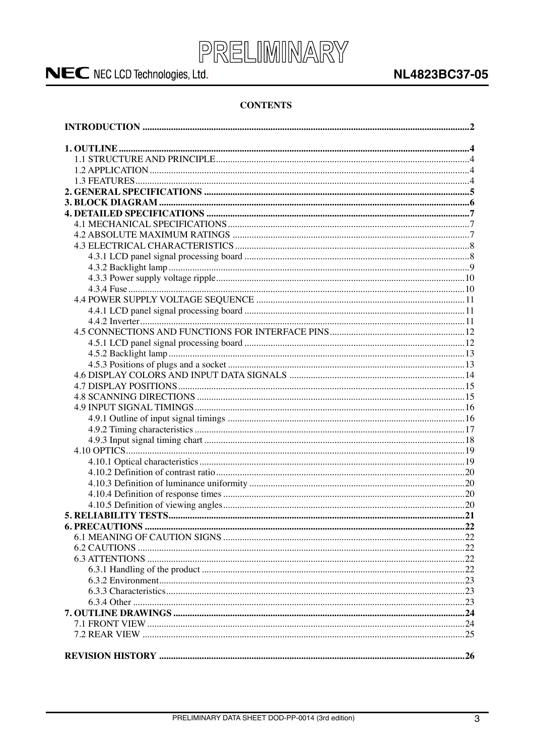**CONTENTS**

| | |
|---|---|
| **INTRODUCTION** | **2** |
| **1. OUTLINE** | **4** |
| 1.1 STRUCTURE AND PRINCIPLE | 4 |
| 1.2 APPLICATION | 4 |
| 1.3 FEATURES | 4 |
| **2. GENERAL SPECIFICATIONS** | **5** |
| **3. BLOCK DIAGRAM** | **6** |
| **4. DETAILED SPECIFICATIONS** | **7** |
| 4.1 MECHANICAL SPECIFICATIONS | 7 |
| 4.2 ABSOLUTE MAXIMUM RATINGS | 7 |
| 4.3 ELECTRICAL CHARACTERISTICS | 8 |
| 4.3.1 LCD panel signal processing board | 8 |
| 4.3.2 Backlight lamp | 9 |
| 4.3.3 Power supply voltage ripple | 10 |
| 4.3.4 Fuse | 10 |
| 4.4 POWER SUPPLY VOLTAGE SEQUENCE | 11 |
| 4.4.1 LCD panel signal processing board | 11 |
| 4.4.2 Inverter | 11 |
| 4.5 CONNECTIONS AND FUNCTIONS FOR INTERFACE PINS | 12 |
| 4.5.1 LCD panel signal processing board | 12 |
| 4.5.2 Backlight lamp | 13 |
| 4.5.3 Positions of plugs and a socket | 13 |
| 4.6 DISPLAY COLORS AND INPUT DATA SIGNALS | 14 |
| 4.7 DISPLAY POSITIONS | 15 |
| 4.8 SCANNING DIRECTIONS | 15 |
| 4.9 INPUT SIGNAL TIMINGS | 16 |
| 4.9.1 Outline of input signal timings | 16 |
| 4.9.2 Timing characteristics | 17 |
| 4.9.3 Input signal timing chart | 18 |
| 4.10 OPTICS | 19 |
| 4.10.1 Optical characteristics | 19 |
| 4.10.2 Definition of contrast ratio | 20 |
| 4.10.3 Definition of luminance uniformity | 20 |
| 4.10.4 Definition of response times | 20 |
| 4.10.5 Definition of viewing angles | 20 |
| **5. RELIABILITY TESTS** | **21** |
| **6. PRECAUTIONS** | **22** |
| 6.1 MEANING OF CAUTION SIGNS | 22 |
| 6.2 CAUTIONS | 22 |
| 6.3 ATTENTIONS | 22 |
| 6.3.1 Handling of the product | 22 |
| 6.3.2 Environment | 23 |
| 6.3.3 Characteristics | 23 |
| 6.3.4 Other | 23 |
| **7. OUTLINE DRAWINGS** | **24** |
| 7.1 FRONT VIEW | 24 |
| 7.2 REAR VIEW | 25 |
| **REVISION HISTORY** | **26** |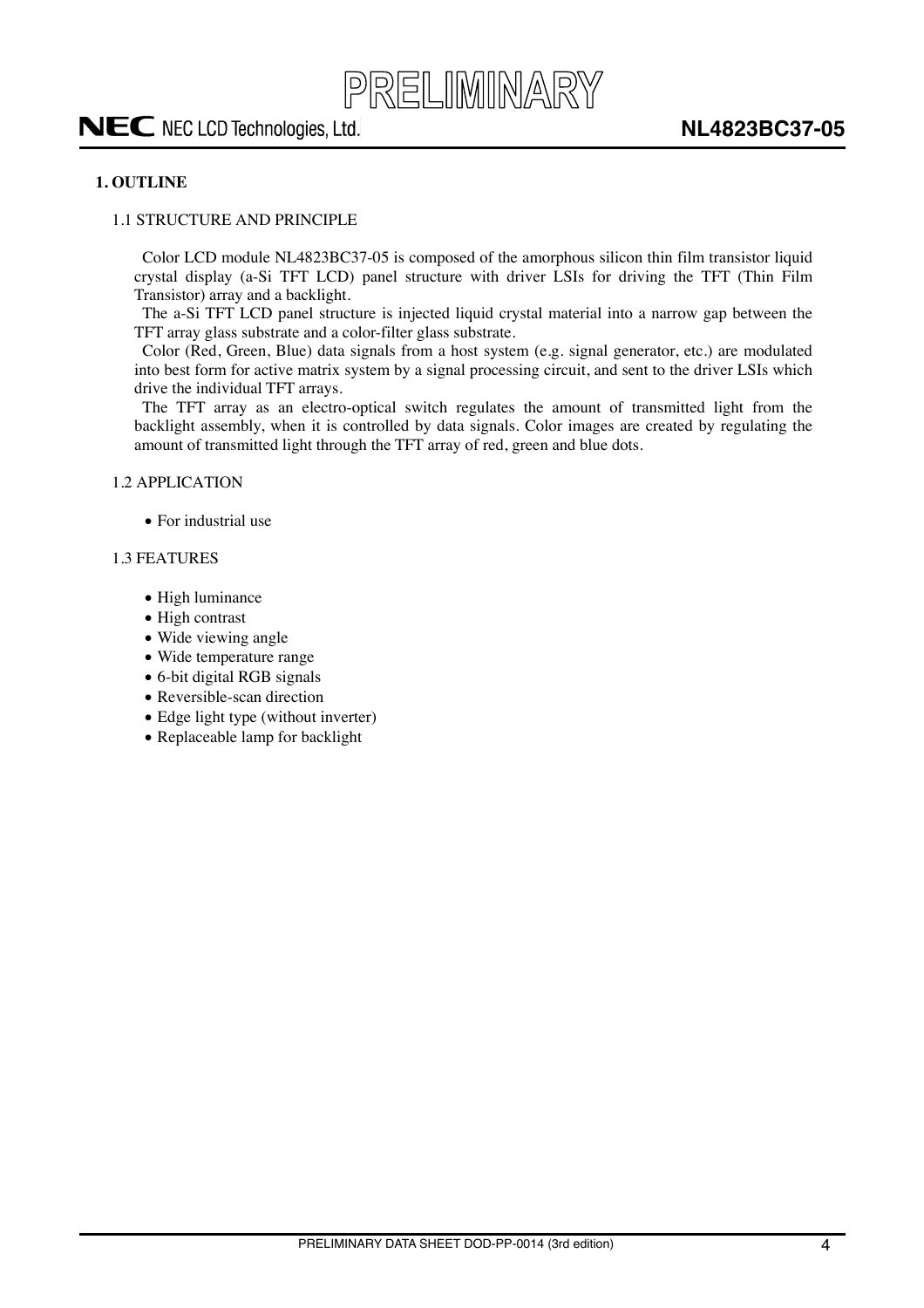# 1. OUTLINE

## 1.1 STRUCTURE AND PRINCIPLE

Color LCD module NL4823BC37-05 is composed of the amorphous silicon thin film transistor liquid crystal display (a-Si TFT LCD) panel structure with driver LSIs for driving the TFT (Thin Film Transistor) array and a backlight.

The a-Si TFT LCD panel structure is injected liquid crystal material into a narrow gap between the TFT array glass substrate and a color-filter glass substrate.

Color (Red, Green, Blue) data signals from a host system (e.g. signal generator, etc.) are modulated into best form for active matrix system by a signal processing circuit, and sent to the driver LSIs which drive the individual TFT arrays.

The TFT array as an electro-optical switch regulates the amount of transmitted light from the backlight assembly, when it is controlled by data signals. Color images are created by regulating the amount of transmitted light through the TFT array of red, green and blue dots.

## 1.2 APPLICATION

- For industrial use

## 1.3 FEATURES

- High luminance
- High contrast
- Wide viewing angle
- Wide temperature range
- 6-bit digital RGB signals
- Reversible-scan direction
- Edge light type (without inverter)
- Replaceable lamp for backlight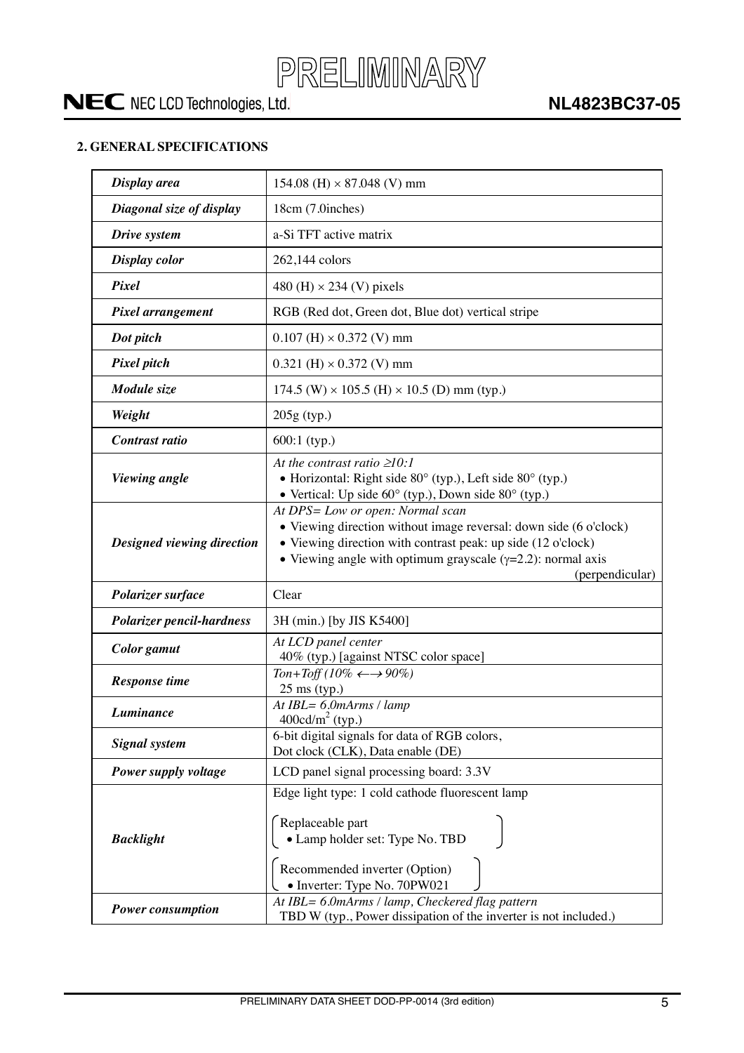## 2. GENERAL SPECIFICATIONS

| | |
|---|---|
| ***Display area*** | 154.08 (H) × 87.048 (V) mm |
| ***Diagonal size of display*** | 18cm (7.0inches) |
| ***Drive system*** | a-Si TFT active matrix |
| ***Display color*** | 262,144 colors |
| ***Pixel*** | 480 (H) × 234 (V) pixels |
| ***Pixel arrangement*** | RGB (Red dot, Green dot, Blue dot) vertical stripe |
| ***Dot pitch*** | 0.107 (H) × 0.372 (V) mm |
| ***Pixel pitch*** | 0.321 (H) × 0.372 (V) mm |
| ***Module size*** | 174.5 (W) × 105.5 (H) × 10.5 (D) mm (typ.) |
| ***Weight*** | 205g (typ.) |
| ***Contrast ratio*** | 600:1 (typ.) |
| ***Viewing angle*** | *At the contrast ratio ≥10:1*<br>• Horizontal: Right side 80° (typ.), Left side 80° (typ.)<br>• Vertical: Up side 60° (typ.), Down side 80° (typ.) |
| ***Designed viewing direction*** | *At DPS= Low or open: Normal scan*<br>• Viewing direction without image reversal: down side (6 o'clock)<br>• Viewing direction with contrast peak: up side (12 o'clock)<br>• Viewing angle with optimum grayscale ($\gamma$=2.2): normal axis (perpendicular) |
| ***Polarizer surface*** | Clear |
| ***Polarizer pencil-hardness*** | 3H (min.) [by JIS K5400] |
| ***Color gamut*** | *At LCD panel center*<br>40% (typ.) [against NTSC color space] |
| ***Response time*** | *Ton+Toff (10% ←→ 90%)*<br>25 ms (typ.) |
| ***Luminance*** | *At IBL= 6.0mArms / lamp*<br>400cd/$m^2$ (typ.) |
| ***Signal system*** | 6-bit digital signals for data of RGB colors,<br>Dot clock (CLK), Data enable (DE) |
| ***Power supply voltage*** | LCD panel signal processing board: 3.3V |
| ***Backlight*** | Edge light type: 1 cold cathode fluorescent lamp<br>( Replaceable part<br>• Lamp holder set: Type No. TBD )<br>( Recommended inverter (Option)<br>• Inverter: Type No. 70PW021 ) |
| ***Power consumption*** | *At IBL= 6.0mArms / lamp, Checkered flag pattern*<br>TBD W (typ., Power dissipation of the inverter is not included.) |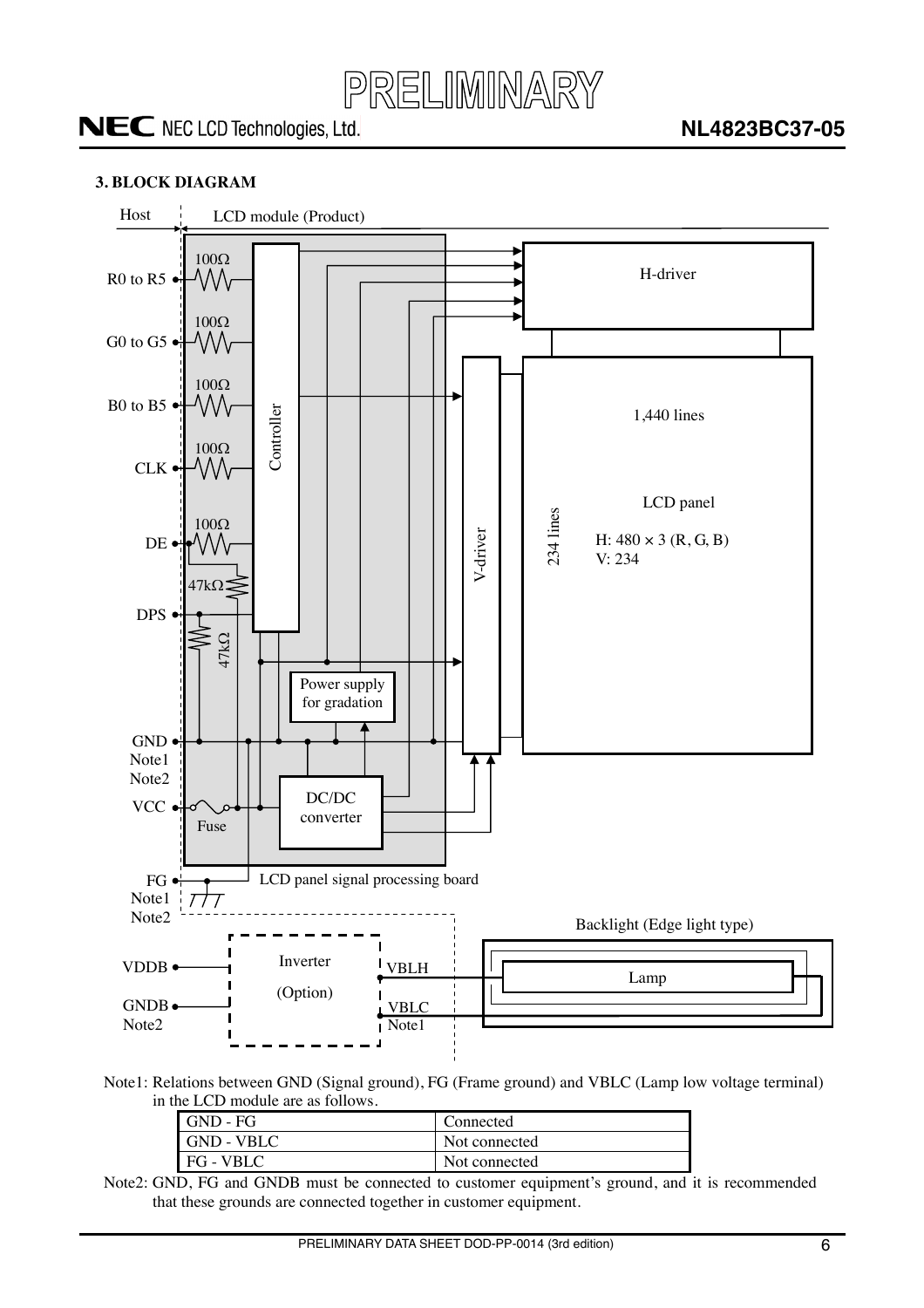## 3. BLOCK DIAGRAM

Host

LCD module (Product)

R0 to R5

G0 to G5

B0 to B5

CLK

DE

DPS

GND
Note1
Note2

VCC

FG
Note1
Note2

100Ω

100Ω

100Ω

100Ω

100Ω

47kΩ

47kΩ

Fuse

Controller

Power supply for gradation

DC/DC converter

LCD panel signal processing board

H-driver

V-driver

1,440 lines

234 lines

LCD panel

H: 480 × 3 (R, G, B)
V: 234

Backlight (Edge light type)

VDDB

GNDB
Note2

Inverter

(Option)

VBLH

VBLC
Note1

Lamp

Note1: Relations between GND (Signal ground), FG (Frame ground) and VBLC (Lamp low voltage terminal) in the LCD module are as follows.

| | |
|---|---|
| GND - FG | Connected |
| GND - VBLC | Not connected |
| FG - VBLC | Not connected |

Note2: GND, FG and GNDB must be connected to customer equipment's ground, and it is recommended that these grounds are connected together in customer equipment.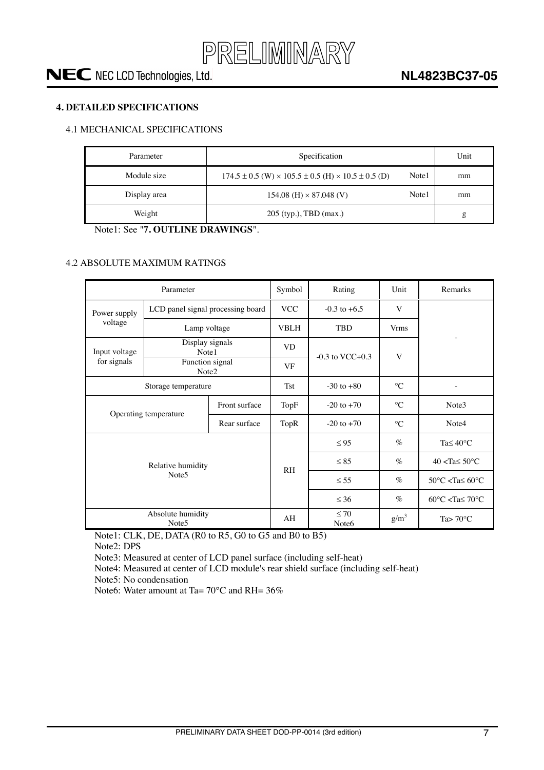## 4. DETAILED SPECIFICATIONS

### 4.1 MECHANICAL SPECIFICATIONS

| Parameter | Specification | Unit |
|---|---|---|
| Module size | 174.5 ± 0.5 (W) × 105.5 ± 0.5 (H) × 10.5 ± 0.5 (D) Note1 | mm |
| Display area | 154.08 (H) × 87.048 (V) Note1 | mm |
| Weight | 205 (typ.), TBD (max.) | g |

Note1: See "**7. OUTLINE DRAWINGS**".

### 4.2 ABSOLUTE MAXIMUM RATINGS

| Parameter | | | Symbol | Rating | Unit | Remarks |
|---|---|---|---|---|---|---|
| Power supply voltage | LCD panel signal processing board | | VCC | -0.3 to +6.5 | V | - |
| | Lamp voltage | | VBLH | TBD | Vrms | |
| Input voltage for signals | Display signals Note1 | | VD | -0.3 to VCC+0.3 | V | |
| | Function signal Note2 | | VF | | | |
| Storage temperature | | | Tst | -30 to +80 | °C | - |
| Operating temperature | | Front surface | TopF | -20 to +70 | °C | Note3 |
| | | Rear surface | TopR | -20 to +70 | °C | Note4 |
| Relative humidity Note5 | | | RH | ≤ 95 | % | Ta≤ 40°C |
| | | | | ≤ 85 | % | 40 <Ta≤ 50°C |
| | | | | ≤ 55 | % | 50°C <Ta≤ 60°C |
| | | | | ≤ 36 | % | 60°C <Ta≤ 70°C |
| Absolute humidity Note5 | | | AH | ≤ 70 Note6 | $g/m^3$ | Ta> 70°C |

Note1: CLK, DE, DATA (R0 to R5, G0 to G5 and B0 to B5)

Note2: DPS

Note3: Measured at center of LCD panel surface (including self-heat)

Note4: Measured at center of LCD module's rear shield surface (including self-heat)

Note5: No condensation

Note6: Water amount at Ta= 70°C and RH= 36%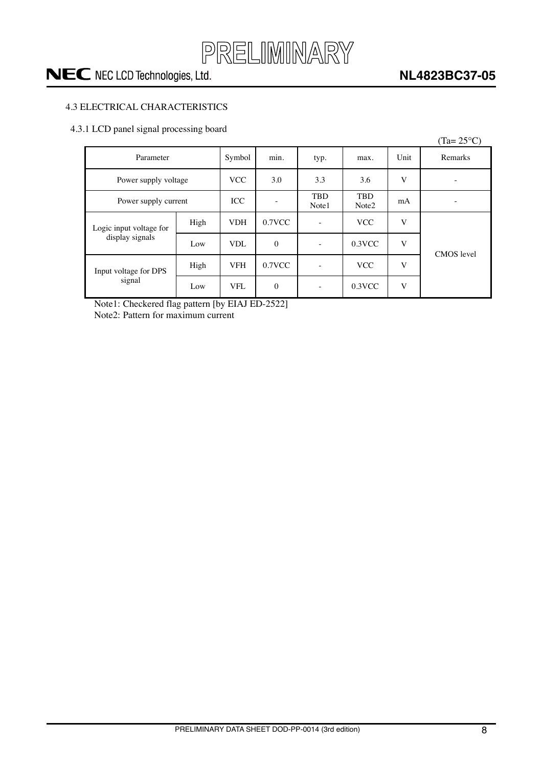### 4.3 ELECTRICAL CHARACTERISTICS

#### 4.3.1 LCD panel signal processing board

(Ta= 25°C)

| Parameter | | Symbol | min. | typ. | max. | Unit | Remarks |
|---|---|---|---|---|---|---|---|
| Power supply voltage | | VCC | 3.0 | 3.3 | 3.6 | V | - |
| Power supply current | | ICC | - | TBD Note1 | TBD Note2 | mA | - |
| Logic input voltage for display signals | High | VDH | 0.7VCC | - | VCC | V | CMOS level |
| | Low | VDL | 0 | - | 0.3VCC | V | |
| Input voltage for DPS signal | High | VFH | 0.7VCC | - | VCC | V | |
| | Low | VFL | 0 | - | 0.3VCC | V | |

Note1: Checkered flag pattern [by EIAJ ED-2522]

Note2: Pattern for maximum current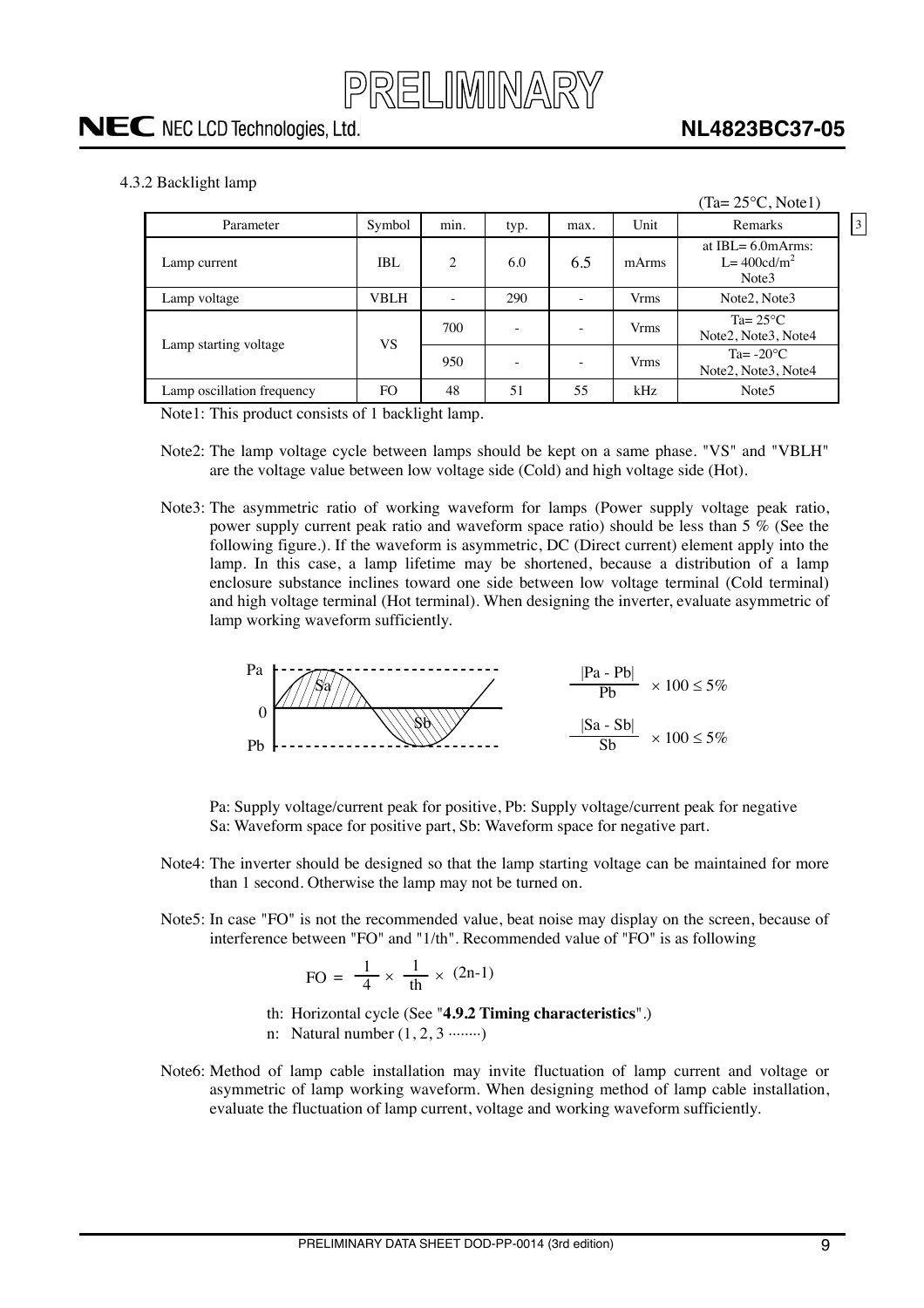4.3.2 Backlight lamp

(Ta= 25°C, Note1)

| Parameter | Symbol | min. | typ. | max. | Unit | Remarks |
|---|---|---|---|---|---|---|
| Lamp current | IBL | 2 | 6.0 | 6.5 | mArms | at IBL= 6.0mArms: L= 400cd/m$^2$ Note3 |
| Lamp voltage | VBLH | - | 290 | - | Vrms | Note2, Note3 |
| Lamp starting voltage | VS | 700 | - | - | Vrms | Ta= 25°C Note2, Note3, Note4 |
| | | 950 | - | - | Vrms | Ta= -20°C Note2, Note3, Note4 |
| Lamp oscillation frequency | FO | 48 | 51 | 55 | kHz | Note5 |

Note1: This product consists of 1 backlight lamp.

Note2: The lamp voltage cycle between lamps should be kept on a same phase. "VS" and "VBLH" are the voltage value between low voltage side (Cold) and high voltage side (Hot).

Note3: The asymmetric ratio of working waveform for lamps (Power supply voltage peak ratio, power supply current peak ratio and waveform space ratio) should be less than 5 % (See the following figure.). If the waveform is asymmetric, DC (Direct current) element apply into the lamp. In this case, a lamp lifetime may be shortened, because a distribution of a lamp enclosure substance inclines toward one side between low voltage terminal (Cold terminal) and high voltage terminal (Hot terminal). When designing the inverter, evaluate asymmetric of lamp working waveform sufficiently.

Pa
Sa
0
Sb
Pb

$$\frac{|Pa - Pb|}{Pb} \times 100 \leq 5\%$$

$$\frac{|Sa - Sb|}{Sb} \times 100 \leq 5\%$$

Pa: Supply voltage/current peak for positive, Pb: Supply voltage/current peak for negative
Sa: Waveform space for positive part, Sb: Waveform space for negative part.

Note4: The inverter should be designed so that the lamp starting voltage can be maintained for more than 1 second. Otherwise the lamp may not be turned on.

Note5: In case "FO" is not the recommended value, beat noise may display on the screen, because of interference between "FO" and "1/th". Recommended value of "FO" is as following

$$FO = \frac{1}{4} \times \frac{1}{th} \times (2n-1)$$

th: Horizontal cycle (See "**4.9.2 Timing characteristics**".)
n: Natural number (1, 2, 3 ········)

Note6: Method of lamp cable installation may invite fluctuation of lamp current and voltage or asymmetric of lamp working waveform. When designing method of lamp cable installation, evaluate the fluctuation of lamp current, voltage and working waveform sufficiently.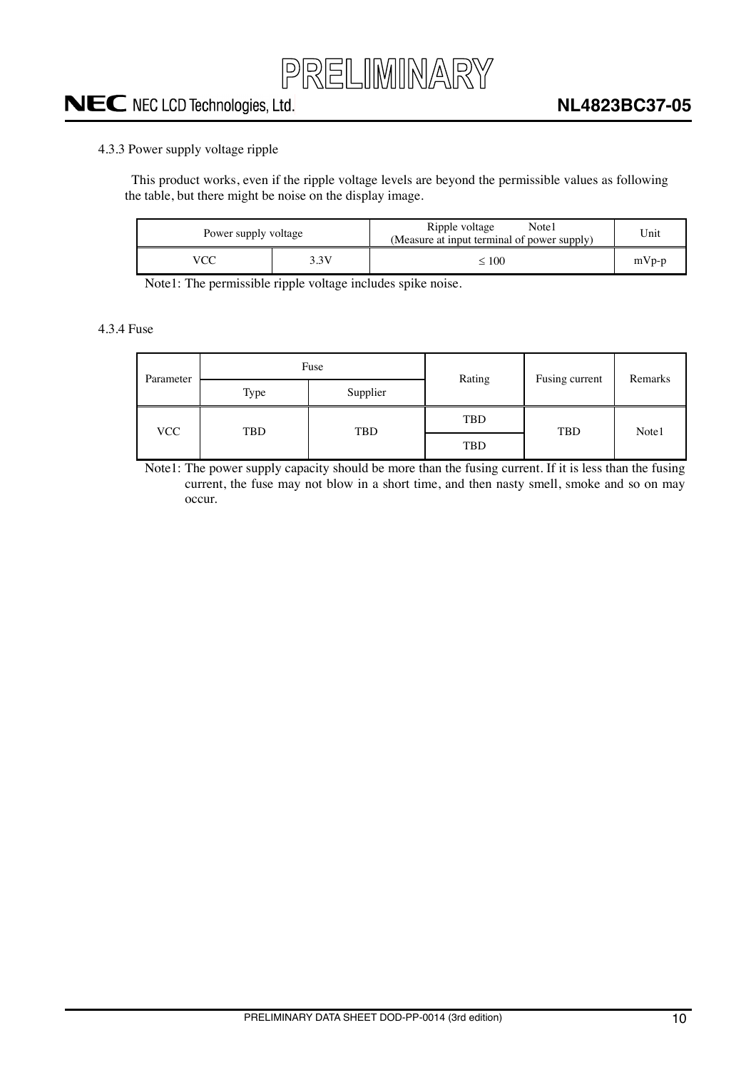### 4.3.3 Power supply voltage ripple

This product works, even if the ripple voltage levels are beyond the permissible values as following the table, but there might be noise on the display image.

| Power supply voltage | | Ripple voltage Note1 (Measure at input terminal of power supply) | Unit |
|---|---|---|---|
| VCC | 3.3V | ≤ 100 | mVp-p |

Note1: The permissible ripple voltage includes spike noise.

### 4.3.4 Fuse

| Parameter | Fuse | | Rating | Fusing current | Remarks |
|---|---|---|---|---|---|
| | Type | Supplier | | | |
| VCC | TBD | TBD | TBD | TBD | Note1 |
| | | | TBD | | |

Note1: The power supply capacity should be more than the fusing current. If it is less than the fusing current, the fuse may not blow in a short time, and then nasty smell, smoke and so on may occur.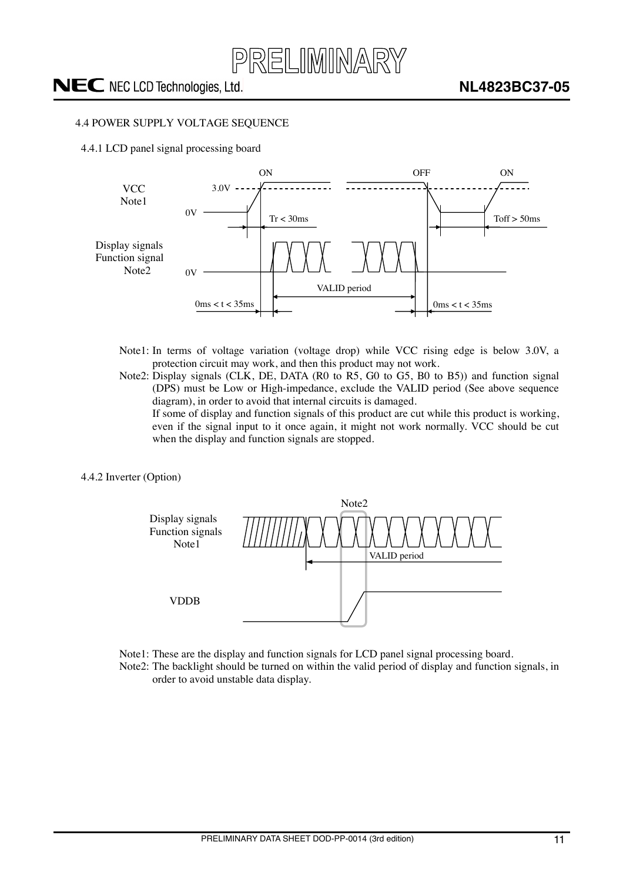### 4.4 POWER SUPPLY VOLTAGE SEQUENCE

#### 4.4.1 LCD panel signal processing board

VCC
Note1

ON
OFF
ON
3.0V
0V
Tr < 30ms
Toff > 50ms

Display signals
Function signal
Note2

0V
VALID period
0ms < t < 35ms
0ms < t < 35ms

Note1: In terms of voltage variation (voltage drop) while VCC rising edge is below 3.0V, a protection circuit may work, and then this product may not work.

Note2: Display signals (CLK, DE, DATA (R0 to R5, G0 to G5, B0 to B5)) and function signal (DPS) must be Low or High-impedance, exclude the VALID period (See above sequence diagram), in order to avoid that internal circuits is damaged.
If some of display and function signals of this product are cut while this product is working, even if the signal input to it once again, it might not work normally. VCC should be cut when the display and function signals are stopped.

#### 4.4.2 Inverter (Option)

Note2

Display signals
Function signals
Note1

VALID period

VDDB

Note1: These are the display and function signals for LCD panel signal processing board.

Note2: The backlight should be turned on within the valid period of display and function signals, in order to avoid unstable data display.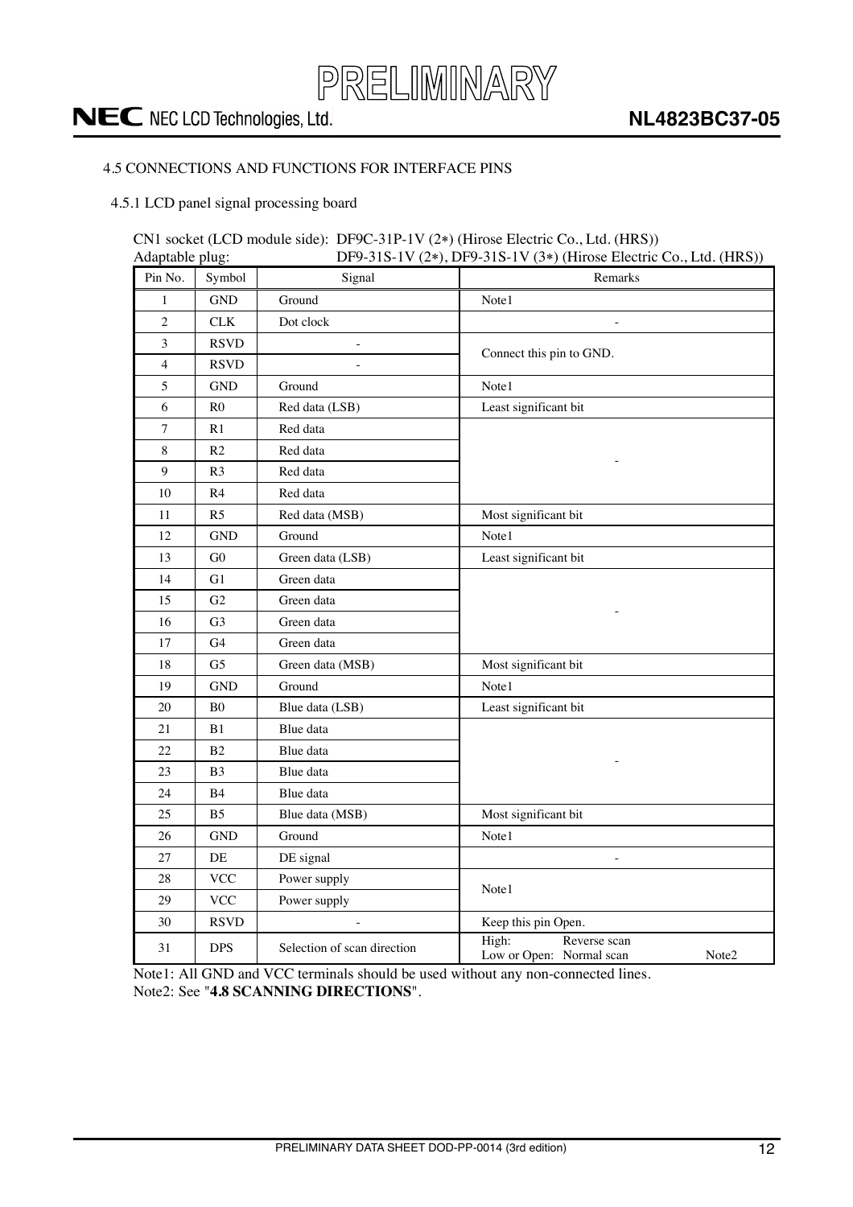### 4.5 CONNECTIONS AND FUNCTIONS FOR INTERFACE PINS

#### 4.5.1 LCD panel signal processing board

CN1 socket (LCD module side): DF9C-31P-1V (2*) (Hirose Electric Co., Ltd. (HRS))
Adaptable plug: DF9-31S-1V (2*), DF9-31S-1V (3*) (Hirose Electric Co., Ltd. (HRS))

| Pin No. | Symbol | Signal | Remarks |
|---|---|---|---|
| 1 | GND | Ground | Note1 |
| 2 | CLK | Dot clock | - |
| 3 | RSVD | - | Connect this pin to GND. |
| 4 | RSVD | - | |
| 5 | GND | Ground | Note1 |
| 6 | R0 | Red data (LSB) | Least significant bit |
| 7 | R1 | Red data | - |
| 8 | R2 | Red data | |
| 9 | R3 | Red data | |
| 10 | R4 | Red data | |
| 11 | R5 | Red data (MSB) | Most significant bit |
| 12 | GND | Ground | Note1 |
| 13 | G0 | Green data (LSB) | Least significant bit |
| 14 | G1 | Green data | - |
| 15 | G2 | Green data | |
| 16 | G3 | Green data | |
| 17 | G4 | Green data | |
| 18 | G5 | Green data (MSB) | Most significant bit |
| 19 | GND | Ground | Note1 |
| 20 | B0 | Blue data (LSB) | Least significant bit |
| 21 | B1 | Blue data | - |
| 22 | B2 | Blue data | |
| 23 | B3 | Blue data | |
| 24 | B4 | Blue data | |
| 25 | B5 | Blue data (MSB) | Most significant bit |
| 26 | GND | Ground | Note1 |
| 27 | DE | DE signal | - |
| 28 | VCC | Power supply | Note1 |
| 29 | VCC | Power supply | |
| 30 | RSVD | - | Keep this pin Open. |
| 31 | DPS | Selection of scan direction | High: Reverse scan<br>Low or Open: Normal scan Note2 |

Note1: All GND and VCC terminals should be used without any non-connected lines.
Note2: See "**4.8 SCANNING DIRECTIONS**".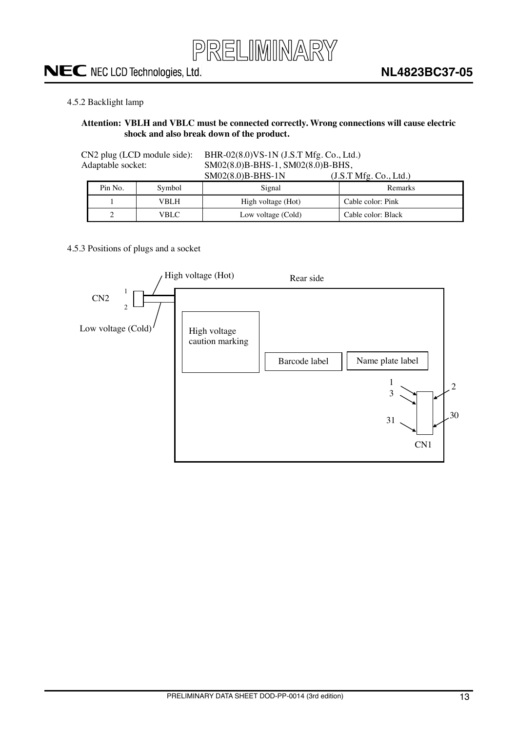### 4.5.2 Backlight lamp

**Attention: VBLH and VBLC must be connected correctly. Wrong connections will cause electric shock and also break down of the product.**

CN2 plug (LCD module side): BHR-02(8.0)VS-1N (J.S.T Mfg. Co., Ltd.)
Adaptable socket: SM02(8.0)B-BHS-1, SM02(8.0)B-BHS, SM02(8.0)B-BHS-1N (J.S.T Mfg. Co., Ltd.)

| Pin No. | Symbol | Signal | Remarks |
|---|---|---|---|
| 1 | VBLH | High voltage (Hot) | Cable color: Pink |
| 2 | VBLC | Low voltage (Cold) | Cable color: Black |

### 4.5.3 Positions of plugs and a socket

High voltage (Hot)

Rear side

CN2

1

2

Low voltage (Cold)

High voltage caution marking

Barcode label

Name plate label

1

3

31

2

30

CN1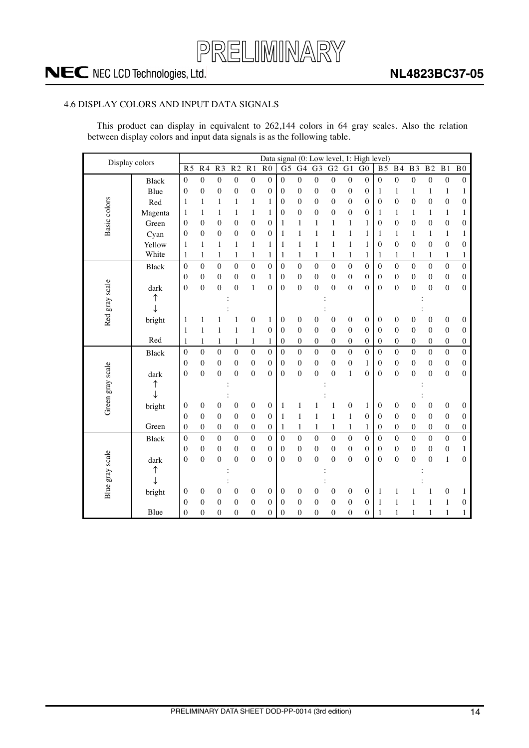## 4.6 DISPLAY COLORS AND INPUT DATA SIGNALS

This product can display in equivalent to 262,144 colors in 64 gray scales. Also the relation between display colors and input data signals is as the following table.

| Display colors | | Data signal (0: Low level, 1: High level) | | | | | | | | | | | | | | | | | |
|---|---|---|---|---|---|---|---|---|---|---|---|---|---|---|---|---|---|---|---|
| | | R5 | R4 | R3 | R2 | R1 | R0 | G5 | G4 | G3 | G2 | G1 | G0 | B5 | B4 | B3 | B2 | B1 | B0 |
| Basic colors | Black | 0 | 0 | 0 | 0 | 0 | 0 | 0 | 0 | 0 | 0 | 0 | 0 | 0 | 0 | 0 | 0 | 0 | 0 |
| | Blue | 0 | 0 | 0 | 0 | 0 | 0 | 0 | 0 | 0 | 0 | 0 | 0 | 1 | 1 | 1 | 1 | 1 | 1 |
| | Red | 1 | 1 | 1 | 1 | 1 | 1 | 0 | 0 | 0 | 0 | 0 | 0 | 0 | 0 | 0 | 0 | 0 | 0 |
| | Magenta | 1 | 1 | 1 | 1 | 1 | 1 | 0 | 0 | 0 | 0 | 0 | 0 | 1 | 1 | 1 | 1 | 1 | 1 |
| | Green | 0 | 0 | 0 | 0 | 0 | 0 | 1 | 1 | 1 | 1 | 1 | 1 | 0 | 0 | 0 | 0 | 0 | 0 |
| | Cyan | 0 | 0 | 0 | 0 | 0 | 0 | 1 | 1 | 1 | 1 | 1 | 1 | 1 | 1 | 1 | 1 | 1 | 1 |
| | Yellow | 1 | 1 | 1 | 1 | 1 | 1 | 1 | 1 | 1 | 1 | 1 | 1 | 0 | 0 | 0 | 0 | 0 | 0 |
| | White | 1 | 1 | 1 | 1 | 1 | 1 | 1 | 1 | 1 | 1 | 1 | 1 | 1 | 1 | 1 | 1 | 1 | 1 |
| Red gray scale | Black | 0 | 0 | 0 | 0 | 0 | 0 | 0 | 0 | 0 | 0 | 0 | 0 | 0 | 0 | 0 | 0 | 0 | 0 |
| | | 0 | 0 | 0 | 0 | 0 | 1 | 0 | 0 | 0 | 0 | 0 | 0 | 0 | 0 | 0 | 0 | 0 | 0 |
| | dark | 0 | 0 | 0 | 0 | 1 | 0 | 0 | 0 | 0 | 0 | 0 | 0 | 0 | 0 | 0 | 0 | 0 | 0 |
| | ↑ | | | : | | | | | | : | | | | | | : | | | |
| | ↓ | | | : | | | | | | : | | | | | | : | | | |
| | bright | 1 | 1 | 1 | 1 | 0 | 1 | 0 | 0 | 0 | 0 | 0 | 0 | 0 | 0 | 0 | 0 | 0 | 0 |
| | | 1 | 1 | 1 | 1 | 1 | 0 | 0 | 0 | 0 | 0 | 0 | 0 | 0 | 0 | 0 | 0 | 0 | 0 |
| | Red | 1 | 1 | 1 | 1 | 1 | 1 | 0 | 0 | 0 | 0 | 0 | 0 | 0 | 0 | 0 | 0 | 0 | 0 |
| Green gray scale | Black | 0 | 0 | 0 | 0 | 0 | 0 | 0 | 0 | 0 | 0 | 0 | 0 | 0 | 0 | 0 | 0 | 0 | 0 |
| | | 0 | 0 | 0 | 0 | 0 | 0 | 0 | 0 | 0 | 0 | 0 | 1 | 0 | 0 | 0 | 0 | 0 | 0 |
| | dark | 0 | 0 | 0 | 0 | 0 | 0 | 0 | 0 | 0 | 0 | 1 | 0 | 0 | 0 | 0 | 0 | 0 | 0 |
| | ↑ | | | : | | | | | | : | | | | | | : | | | |
| | ↓ | | | : | | | | | | : | | | | | | : | | | |
| | bright | 0 | 0 | 0 | 0 | 0 | 0 | 1 | 1 | 1 | 1 | 0 | 1 | 0 | 0 | 0 | 0 | 0 | 0 |
| | | 0 | 0 | 0 | 0 | 0 | 0 | 1 | 1 | 1 | 1 | 1 | 0 | 0 | 0 | 0 | 0 | 0 | 0 |
| | Green | 0 | 0 | 0 | 0 | 0 | 0 | 1 | 1 | 1 | 1 | 1 | 1 | 0 | 0 | 0 | 0 | 0 | 0 |
| Blue gray scale | Black | 0 | 0 | 0 | 0 | 0 | 0 | 0 | 0 | 0 | 0 | 0 | 0 | 0 | 0 | 0 | 0 | 0 | 0 |
| | | 0 | 0 | 0 | 0 | 0 | 0 | 0 | 0 | 0 | 0 | 0 | 0 | 0 | 0 | 0 | 0 | 0 | 1 |
| | dark | 0 | 0 | 0 | 0 | 0 | 0 | 0 | 0 | 0 | 0 | 0 | 0 | 0 | 0 | 0 | 0 | 1 | 0 |
| | ↑ | | | : | | | | | | : | | | | | | : | | | |
| | ↓ | | | : | | | | | | : | | | | | | : | | | |
| | bright | 0 | 0 | 0 | 0 | 0 | 0 | 0 | 0 | 0 | 0 | 0 | 0 | 1 | 1 | 1 | 1 | 0 | 1 |
| | | 0 | 0 | 0 | 0 | 0 | 0 | 0 | 0 | 0 | 0 | 0 | 0 | 1 | 1 | 1 | 1 | 1 | 0 |
| | Blue | 0 | 0 | 0 | 0 | 0 | 0 | 0 | 0 | 0 | 0 | 0 | 0 | 1 | 1 | 1 | 1 | 1 | 1 |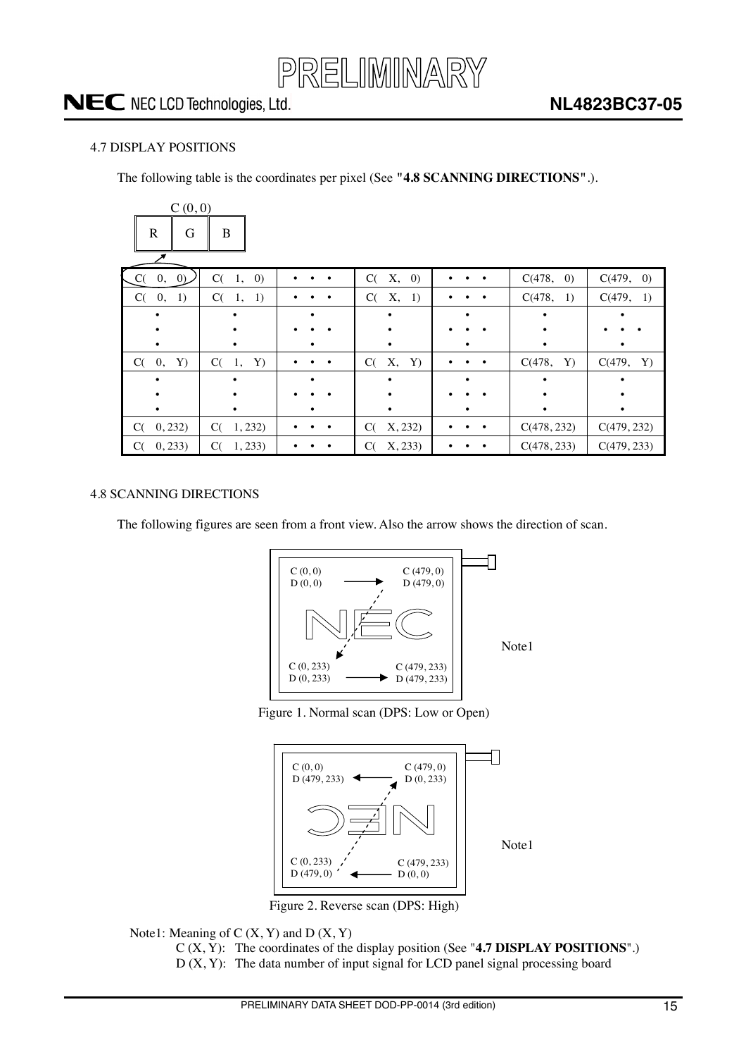## 4.7 DISPLAY POSITIONS

The following table is the coordinates per pixel (See "**4.8 SCANNING DIRECTIONS**".).

C (0, 0)

| R | G | B |
|---|---|---|

| | | | | | | |
|---|---|---|---|---|---|---|
| C( 0, 0) | C( 1, 0) | • • • | C( X, 0) | • • • | C(478, 0) | C(479, 0) |
| C( 0, 1) | C( 1, 1) | • • • | C( X, 1) | • • • | C(478, 1) | C(479, 1) |
| • • • | • • • | • • • | • • • | • • • | • • • | • • • |
| C( 0, Y) | C( 1, Y) | • • • | C( X, Y) | • • • | C(478, Y) | C(479, Y) |
| • • • | • • • | • • • | • • • | • • • | • • • | • • • |
| C( 0, 232) | C( 1, 232) | • • • | C( X, 232) | • • • | C(478, 232) | C(479, 232) |
| C( 0, 233) | C( 1, 233) | • • • | C( X, 233) | • • • | C(478, 233) | C(479, 233) |

## 4.8 SCANNING DIRECTIONS

The following figures are seen from a front view. Also the arrow shows the direction of scan.

C (0, 0)
D (0, 0)
C (479, 0)
D (479, 0)
NEC
C (0, 233)
D (0, 233)
C (479, 233)
D (479, 233)
Note1

Figure 1. Normal scan (DPS: Low or Open)

C (0, 0)
D (479, 233)
C (479, 0)
D (0, 233)
NEC
C (0, 233)
D (479, 0)
C (479, 233)
D (0, 0)
Note1

Figure 2. Reverse scan (DPS: High)

Note1: Meaning of C (X, Y) and D (X, Y)

C (X, Y): The coordinates of the display position (See "**4.7 DISPLAY POSITIONS**".)

D (X, Y): The data number of input signal for LCD panel signal processing board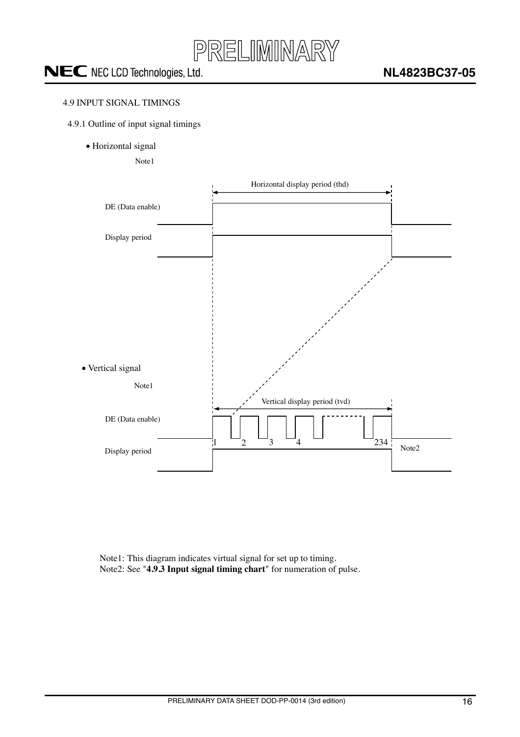### 4.9 INPUT SIGNAL TIMINGS

#### 4.9.1 Outline of input signal timings

- Horizontal signal

Note1

Horizontal display period (thd)

DE (Data enable)

Display period

- Vertical signal

Note1

Vertical display period (tvd)

DE (Data enable)

1 2 3 4 234

Note2

Display period

Note1: This diagram indicates virtual signal for set up to timing.
Note2: See "**4.9.3 Input signal timing chart**" for numeration of pulse.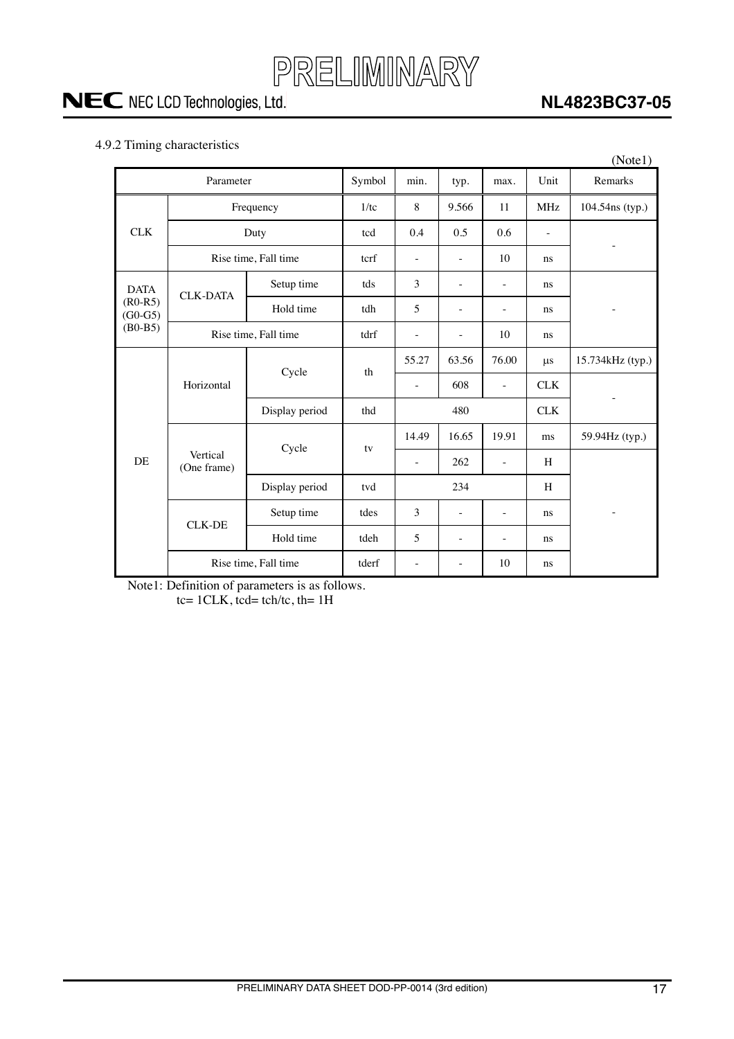4.9.2 Timing characteristics

(Note1)

| Parameter | | | Symbol | min. | typ. | max. | Unit | Remarks |
|---|---|---|---|---|---|---|---|---|
| CLK | Frequency | | 1/tc | 8 | 9.566 | 11 | MHz | 104.54ns (typ.) |
| | Duty | | tcd | 0.4 | 0.5 | 0.6 | - | - |
| | Rise time, Fall time | | tcrf | - | - | 10 | ns | |
| DATA (R0-R5) (G0-G5) (B0-B5) | CLK-DATA | Setup time | tds | 3 | - | - | ns | - |
| | | Hold time | tdh | 5 | - | - | ns | |
| | Rise time, Fall time | | tdrf | - | - | 10 | ns | |
| DE | Horizontal | Cycle | th | 55.27 | 63.56 | 76.00 | μs | 15.734kHz (typ.) |
| | | | | - | 608 | - | CLK | - |
| | | Display period | thd | | 480 | | CLK | |
| | Vertical (One frame) | Cycle | tv | 14.49 | 16.65 | 19.91 | ms | 59.94Hz (typ.) |
| | | | | - | 262 | - | H | - |
| | | Display period | tvd | | 234 | | H | |
| | CLK-DE | Setup time | tdes | 3 | - | - | ns | |
| | | Hold time | tdeh | 5 | - | - | ns | |
| | Rise time, Fall time | | tderf | - | - | 10 | ns | |

Note1: Definition of parameters is as follows.
tc= 1CLK, tcd= tch/tc, th= 1H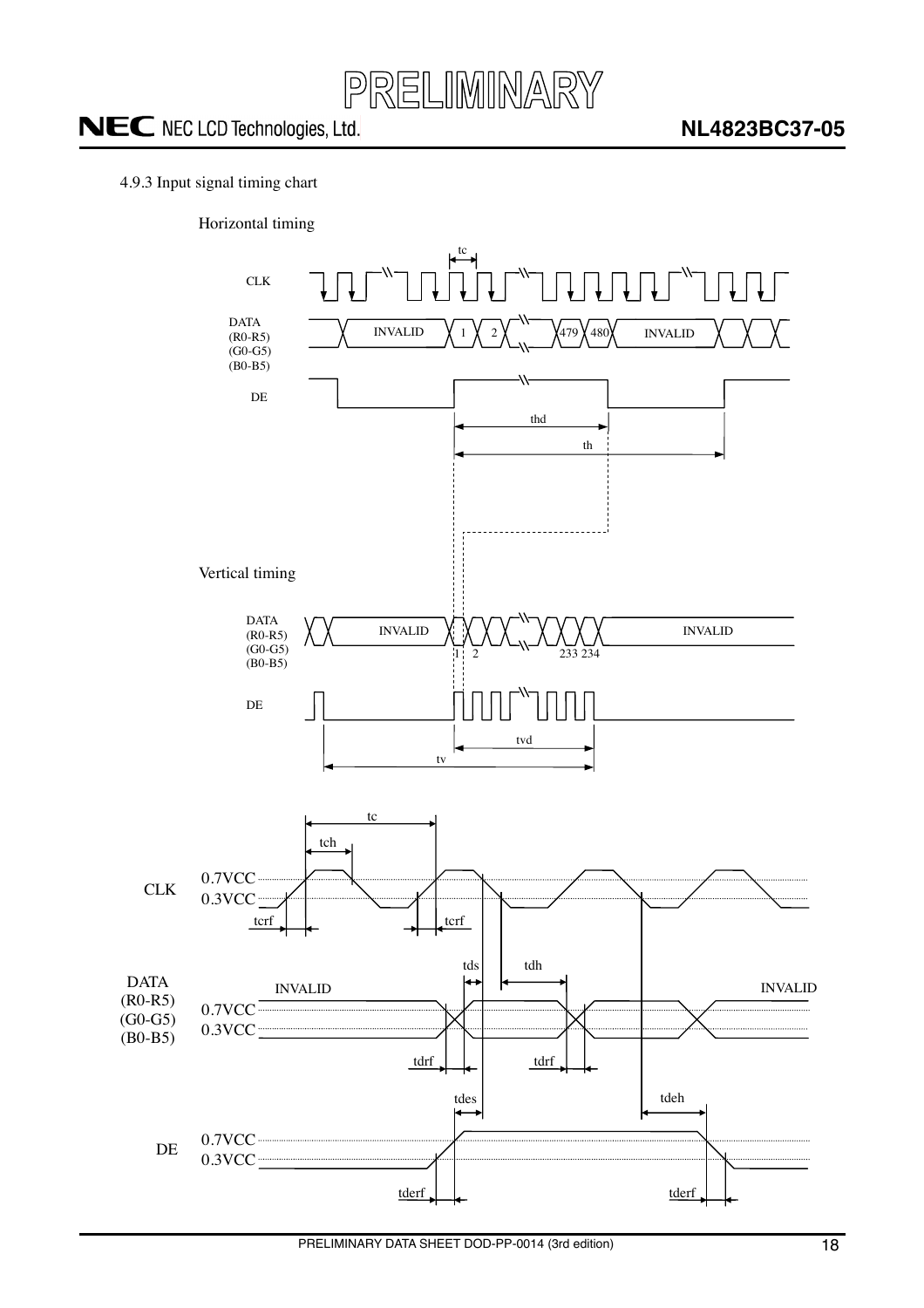### 4.9.3 Input signal timing chart

Horizontal timing

tc

CLK

DATA
(R0-R5)
(G0-G5)
(B0-B5)

INVALID 1 2 479 480 INVALID

DE

thd

th

Vertical timing

DATA
(R0-R5)
(G0-G5)
(B0-B5)

INVALID 1 2 233 234 INVALID

DE

tvd

tv

tc

tch

CLK

0.7VCC

0.3VCC

tcrf tcrf

tds tdh

DATA
(R0-R5)
(G0-G5)
(B0-B5)

INVALID INVALID

0.7VCC

0.3VCC

tdrf tdrf

tdes tdeh

DE

0.7VCC

0.3VCC

tderf tderf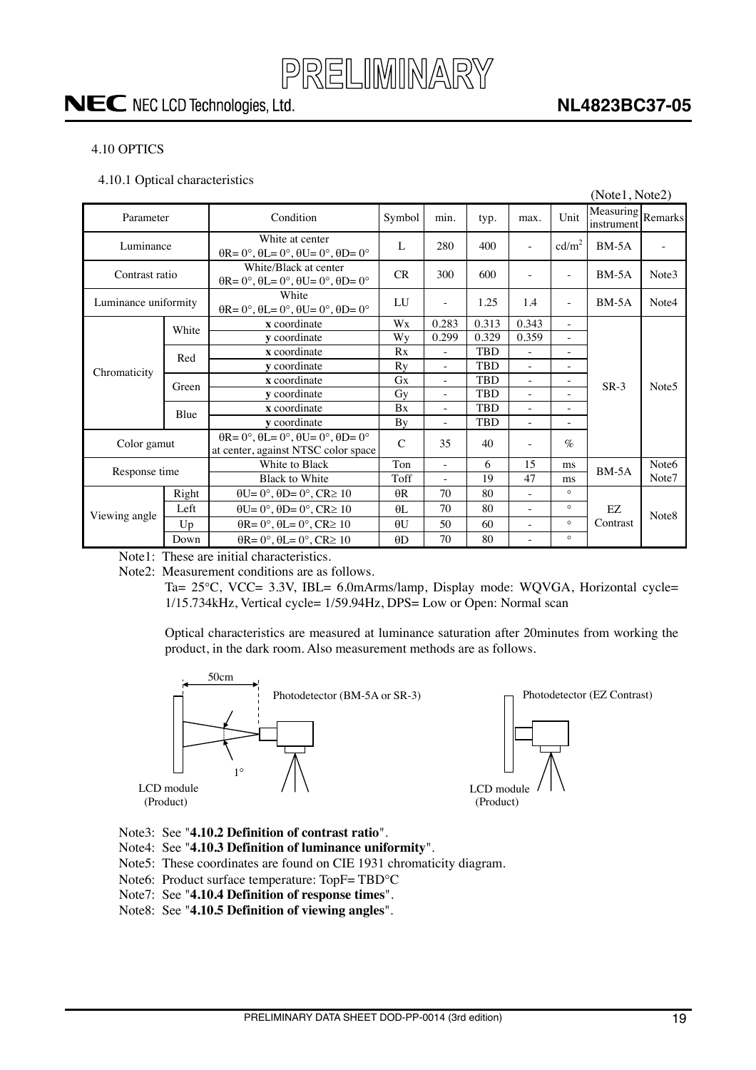PRELIMINARY

## 4.10 OPTICS

### 4.10.1 Optical characteristics

(Note1, Note2)

| Parameter | | Condition | Symbol | min. | typ. | max. | Unit | Measuring instrument | Remarks |
|---|---|---|---|---|---|---|---|---|---|
| Luminance | | White at center θR= 0°, θL= 0°, θU= 0°, θD= 0° | L | 280 | 400 | - | cd/m$^2$ | BM-5A | - |
| Contrast ratio | | White/Black at center θR= 0°, θL= 0°, θU= 0°, θD= 0° | CR | 300 | 600 | - | - | BM-5A | Note3 |
| Luminance uniformity | | White θR= 0°, θL= 0°, θU= 0°, θD= 0° | LU | - | 1.25 | 1.4 | - | BM-5A | Note4 |
| Chromaticity | White | **x** coordinate | Wx | 0.283 | 0.313 | 0.343 | - | SR-3 | Note5 |
| | | **y** coordinate | Wy | 0.299 | 0.329 | 0.359 | - | | |
| | Red | **x** coordinate | Rx | - | TBD | - | - | | |
| | | **y** coordinate | Ry | - | TBD | - | - | | |
| | Green | **x** coordinate | Gx | - | TBD | - | - | | |
| | | **y** coordinate | Gy | - | TBD | - | - | | |
| | Blue | **x** coordinate | Bx | - | TBD | - | - | | |
| | | **y** coordinate | By | - | TBD | - | - | | |
| Color gamut | | θR= 0°, θL= 0°, θU= 0°, θD= 0° at center, against NTSC color space | C | 35 | 40 | - | % | | |
| Response time | | White to Black | Ton | - | 6 | 15 | ms | BM-5A | Note6 Note7 |
| | | Black to White | Toff | - | 19 | 47 | ms | | |
| Viewing angle | Right | θU= 0°, θD= 0°, CR≥ 10 | θR | 70 | 80 | - | ° | EZ Contrast | Note8 |
| | Left | θU= 0°, θD= 0°, CR≥ 10 | θL | 70 | 80 | - | ° | | |
| | Up | θR= 0°, θL= 0°, CR≥ 10 | θU | 50 | 60 | - | ° | | |
| | Down | θR= 0°, θL= 0°, CR≥ 10 | θD | 70 | 80 | - | ° | | |

Note1: These are initial characteristics.

Note2: Measurement conditions are as follows.

Ta= 25°C, VCC= 3.3V, IBL= 6.0mArms/lamp, Display mode: WQVGA, Horizontal cycle= 1/15.734kHz, Vertical cycle= 1/59.94Hz, DPS= Low or Open: Normal scan

Optical characteristics are measured at luminance saturation after 20minutes from working the product, in the dark room. Also measurement methods are as follows.

50cm
Photodetector (BM-5A or SR-3)
1°
LCD module (Product)

Photodetector (EZ Contrast)
LCD module (Product)

Note3: See "**4.10.2 Definition of contrast ratio**".

Note4: See "**4.10.3 Definition of luminance uniformity**".

Note5: These coordinates are found on CIE 1931 chromaticity diagram.

Note6: Product surface temperature: TopF= TBD°C

Note7: See "**4.10.4 Definition of response times**".

Note8: See "**4.10.5 Definition of viewing angles**".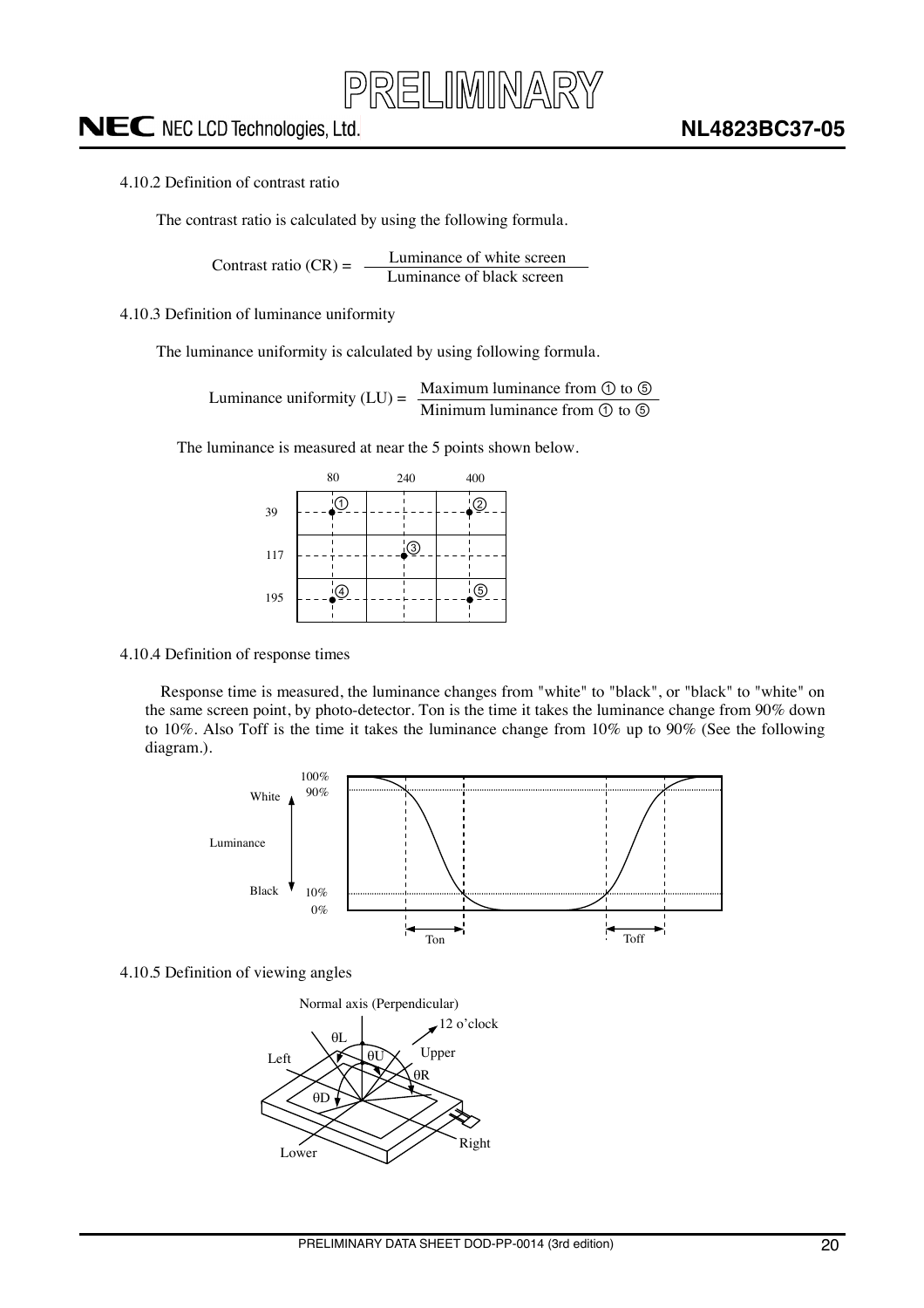#### 4.10.2 Definition of contrast ratio

The contrast ratio is calculated by using the following formula.

$$\text{Contrast ratio (CR)} = \frac{\text{Luminance of white screen}}{\text{Luminance of black screen}}$$

#### 4.10.3 Definition of luminance uniformity

The luminance uniformity is calculated by using following formula.

$$\text{Luminance uniformity (LU)} = \frac{\text{Maximum luminance from ① to ⑤}}{\text{Minimum luminance from ① to ⑤}}$$

The luminance is measured at near the 5 points shown below.

80
240
400
39
117
195
①
②
③
④
⑤

#### 4.10.4 Definition of response times

Response time is measured, the luminance changes from "white" to "black", or "black" to "white" on the same screen point, by photo-detector. Ton is the time it takes the luminance change from 90% down to 10%. Also Toff is the time it takes the luminance change from 10% up to 90% (See the following diagram.).

100%
White 90%
Luminance
Black 10%
0%
Ton
Toff

#### 4.10.5 Definition of viewing angles

Normal axis (Perpendicular)
12 o'clock
θL
θU
Upper
Left
θR
θD
Lower
Right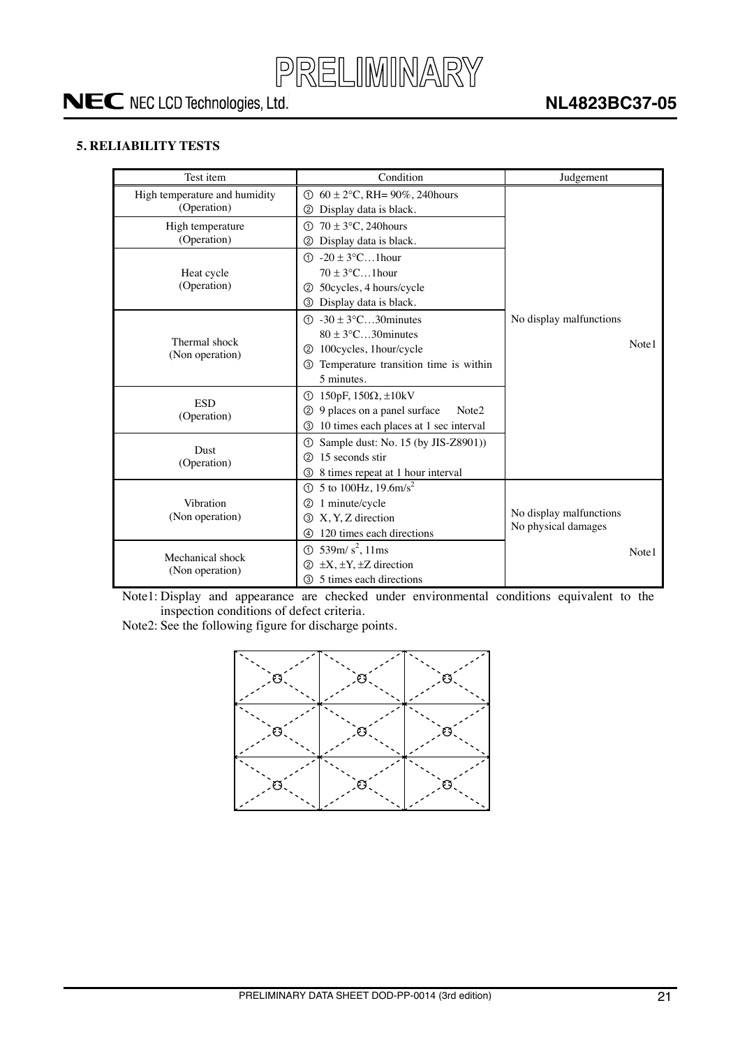### 5. RELIABILITY TESTS

| Test item | Condition | Judgement |
|---|---|---|
| High temperature and humidity (Operation) | ① 60 ± 2°C, RH= 90%, 240hours<br>② Display data is black. | No display malfunctions<br><br>Note1 |
| High temperature (Operation) | ① 70 ± 3°C, 240hours<br>② Display data is black. | |
| Heat cycle (Operation) | ① -20 ± 3°C…1hour<br>70 ± 3°C…1hour<br>② 50cycles, 4 hours/cycle<br>③ Display data is black. | |
| Thermal shock (Non operation) | ① -30 ± 3°C…30minutes<br>80 ± 3°C…30minutes<br>② 100cycles, 1hour/cycle<br>③ Temperature transition time is within 5 minutes. | |
| ESD (Operation) | ① 150pF, 150Ω, ±10kV<br>② 9 places on a panel surface Note2<br>③ 10 times each places at 1 sec interval | |
| Dust (Operation) | ① Sample dust: No. 15 (by JIS-Z8901))<br>② 15 seconds stir<br>③ 8 times repeat at 1 hour interval | |
| Vibration (Non operation) | ① 5 to 100Hz, $19.6m/s^2$<br>② 1 minute/cycle<br>③ X, Y, Z direction<br>④ 120 times each directions | No display malfunctions<br>No physical damages<br><br>Note1 |
| Mechanical shock (Non operation) | ① $539m/s^2$, 11ms<br>② ±X, ±Y, ±Z direction<br>③ 5 times each directions | |

Note1: Display and appearance are checked under environmental conditions equivalent to the inspection conditions of defect criteria.

Note2: See the following figure for discharge points.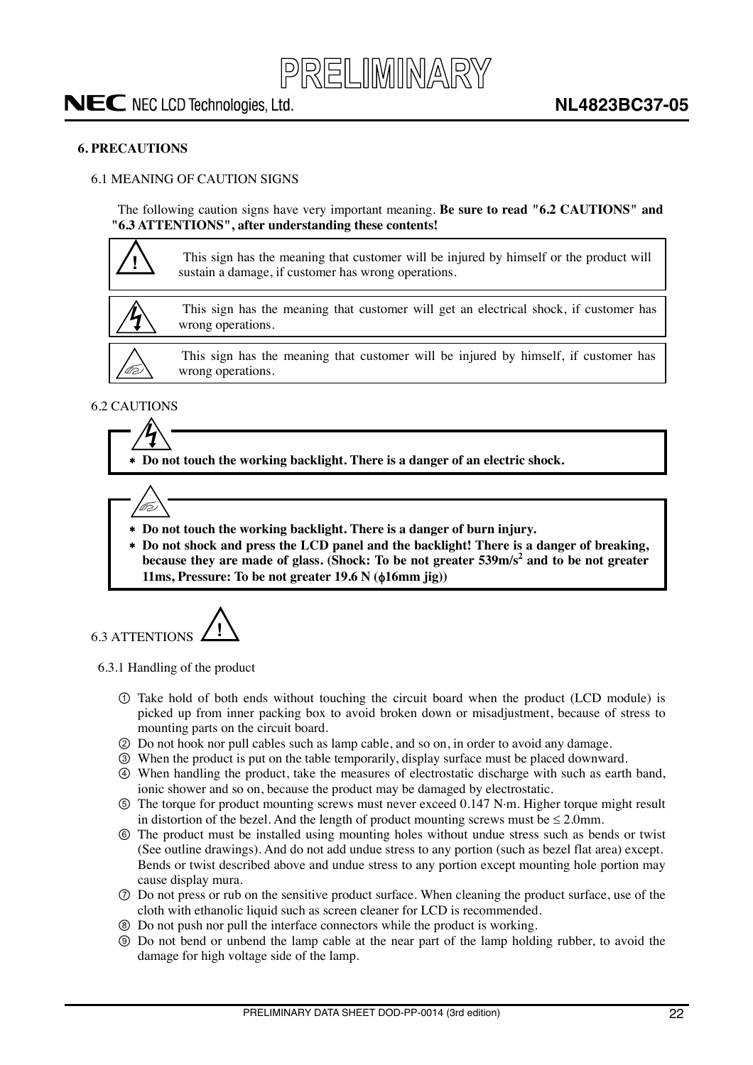## 6. PRECAUTIONS

### 6.1 MEANING OF CAUTION SIGNS

The following caution signs have very important meaning. **Be sure to read "6.2 CAUTIONS" and "6.3 ATTENTIONS", after understanding these contents!**

| | |
|---|---|
| ! | This sign has the meaning that customer will be injured by himself or the product will sustain a damage, if customer has wrong operations. |
| ⚡ | This sign has the meaning that customer will get an electrical shock, if customer has wrong operations. |
| ☞ | This sign has the meaning that customer will be injured by himself, if customer has wrong operations. |

### 6.2 CAUTIONS

* **Do not touch the working backlight. There is a danger of an electric shock.**

* **Do not touch the working backlight. There is a danger of burn injury.**
* **Do not shock and press the LCD panel and the backlight! There is a danger of breaking, because they are made of glass. (Shock: To be not greater 539m/s$^2$ and to be not greater 11ms, Pressure: To be not greater 19.6 N (ϕ16mm jig))**

### 6.3 ATTENTIONS

#### 6.3.1 Handling of the product

① Take hold of both ends without touching the circuit board when the product (LCD module) is picked up from inner packing box to avoid broken down or misadjustment, because of stress to mounting parts on the circuit board.

② Do not hook nor pull cables such as lamp cable, and so on, in order to avoid any damage.

③ When the product is put on the table temporarily, display surface must be placed downward.

④ When handling the product, take the measures of electrostatic discharge with such as earth band, ionic shower and so on, because the product may be damaged by electrostatic.

⑤ The torque for product mounting screws must never exceed 0.147 N·m. Higher torque might result in distortion of the bezel. And the length of product mounting screws must be ≤ 2.0mm.

⑥ The product must be installed using mounting holes without undue stress such as bends or twist (See outline drawings). And do not add undue stress to any portion (such as bezel flat area) except. Bends or twist described above and undue stress to any portion except mounting hole portion may cause display mura.

⑦ Do not press or rub on the sensitive product surface. When cleaning the product surface, use of the cloth with ethanolic liquid such as screen cleaner for LCD is recommended.

⑧ Do not push nor pull the interface connectors while the product is working.

⑨ Do not bend or unbend the lamp cable at the near part of the lamp holding rubber, to avoid the damage for high voltage side of the lamp.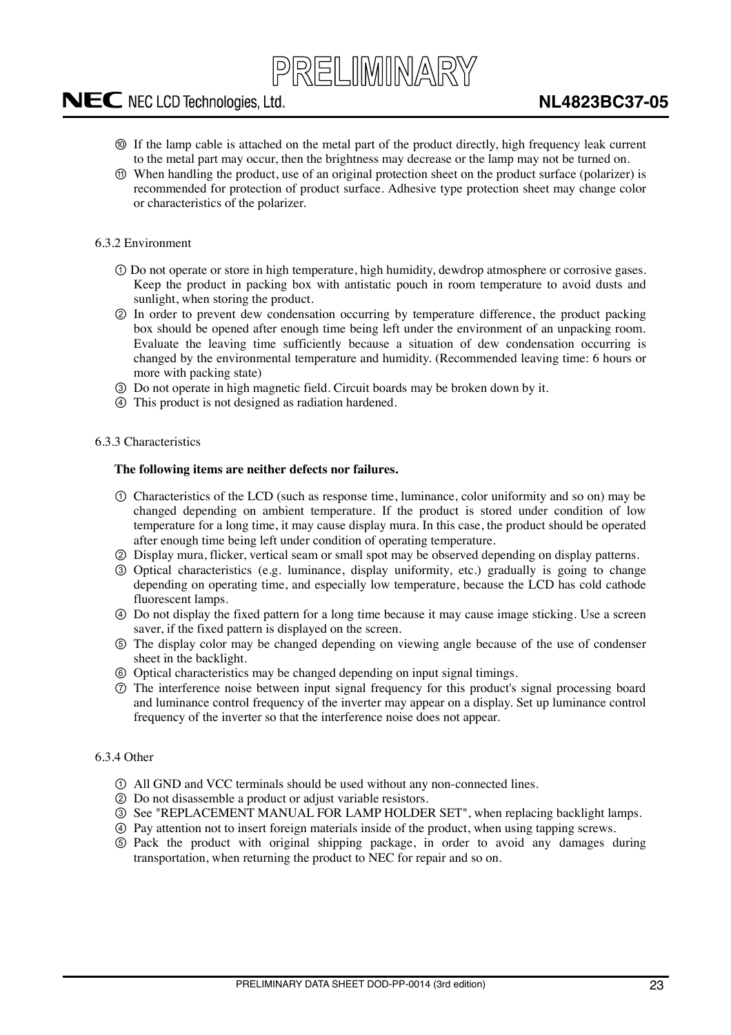⑩ If the lamp cable is attached on the metal part of the product directly, high frequency leak current to the metal part may occur, then the brightness may decrease or the lamp may not be turned on.

⑪ When handling the product, use of an original protection sheet on the product surface (polarizer) is recommended for protection of product surface. Adhesive type protection sheet may change color or characteristics of the polarizer.

6.3.2 Environment

① Do not operate or store in high temperature, high humidity, dewdrop atmosphere or corrosive gases. Keep the product in packing box with antistatic pouch in room temperature to avoid dusts and sunlight, when storing the product.

② In order to prevent dew condensation occurring by temperature difference, the product packing box should be opened after enough time being left under the environment of an unpacking room. Evaluate the leaving time sufficiently because a situation of dew condensation occurring is changed by the environmental temperature and humidity. (Recommended leaving time: 6 hours or more with packing state)

③ Do not operate in high magnetic field. Circuit boards may be broken down by it.

④ This product is not designed as radiation hardened.

6.3.3 Characteristics

**The following items are neither defects nor failures.**

① Characteristics of the LCD (such as response time, luminance, color uniformity and so on) may be changed depending on ambient temperature. If the product is stored under condition of low temperature for a long time, it may cause display mura. In this case, the product should be operated after enough time being left under condition of operating temperature.

② Display mura, flicker, vertical seam or small spot may be observed depending on display patterns.

③ Optical characteristics (e.g. luminance, display uniformity, etc.) gradually is going to change depending on operating time, and especially low temperature, because the LCD has cold cathode fluorescent lamps.

④ Do not display the fixed pattern for a long time because it may cause image sticking. Use a screen saver, if the fixed pattern is displayed on the screen.

⑤ The display color may be changed depending on viewing angle because of the use of condenser sheet in the backlight.

⑥ Optical characteristics may be changed depending on input signal timings.

⑦ The interference noise between input signal frequency for this product's signal processing board and luminance control frequency of the inverter may appear on a display. Set up luminance control frequency of the inverter so that the interference noise does not appear.

6.3.4 Other

① All GND and VCC terminals should be used without any non-connected lines.

② Do not disassemble a product or adjust variable resistors.

③ See "REPLACEMENT MANUAL FOR LAMP HOLDER SET", when replacing backlight lamps.

④ Pay attention not to insert foreign materials inside of the product, when using tapping screws.

⑤ Pack the product with original shipping package, in order to avoid any damages during transportation, when returning the product to NEC for repair and so on.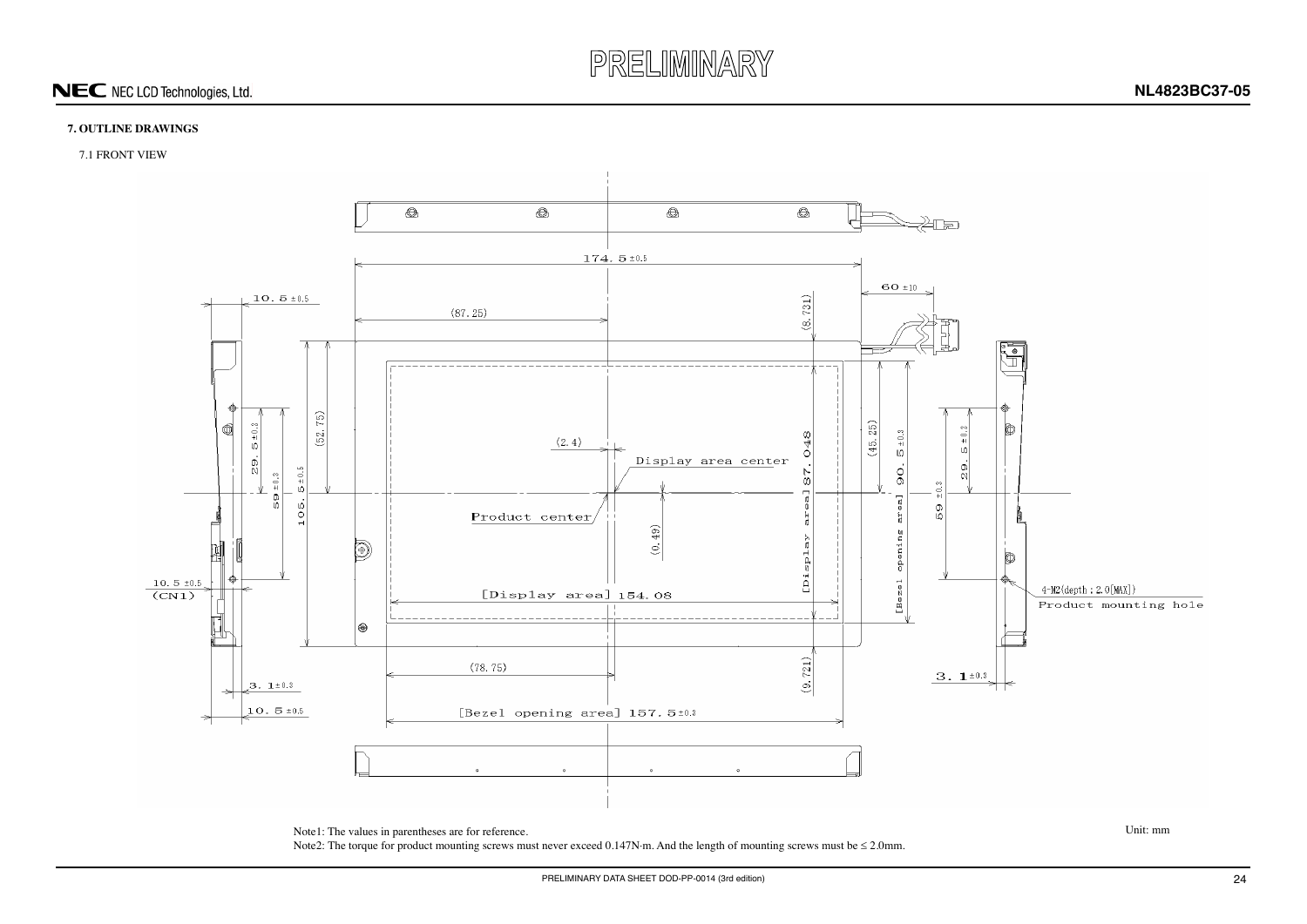PRELIMINARY

## 7. OUTLINE DRAWINGS

### 7.1 FRONT VIEW

174.5 ±0.5

(87.25)

60 ±10

(8.731)

10.5 ±0.5

(52.75)

29.5 ±0.3

59 ±0.3

105.5 ±0.5

(2.4)

Display area center

Product center

(0.49)

[Display area] 87.048

(45.25)

[Bezel opening area] 90.5 ±0.3

29.5 ±0.2

59 ±0.3

10.5 ±0.5
(CN1)

[Display area] 154.08

4-M2(depth ; 2.0[MAX])
Product mounting hole

(78.75)

(9.721)

3.1 ±0.3

3.1 ±0.3

10.5 ±0.5

[Bezel opening area] 157.5 ±0.3

Note1: The values in parentheses are for reference.

Note2: The torque for product mounting screws must never exceed 0.147N·m. And the length of mounting screws must be ≤ 2.0mm.

Unit: mm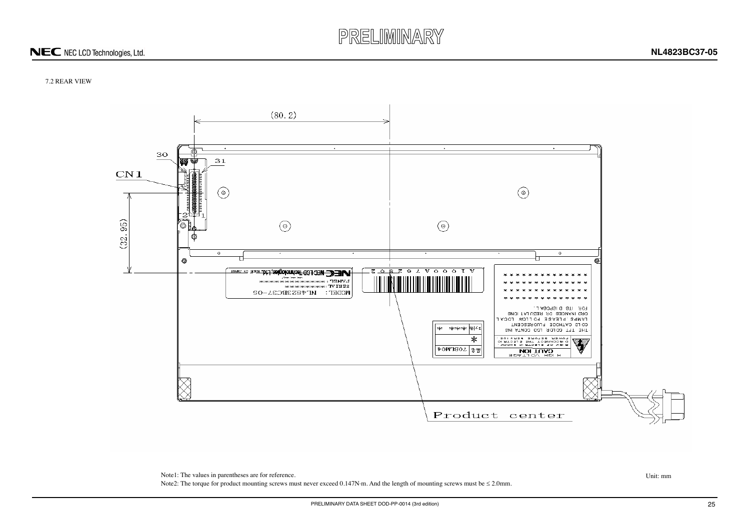PRELIMINARY

7.2 REAR VIEW

(80.2)

30

31

CN1

(32.95)

2

1

MODEL: NL4823BC37-05

Product center

HIGH VOLTAGE

CAUTION

Note1: The values in parentheses are for reference.

Note2: The torque for product mounting screws must never exceed 0.147N·m. And the length of mounting screws must be ≤ 2.0mm.

Unit: mm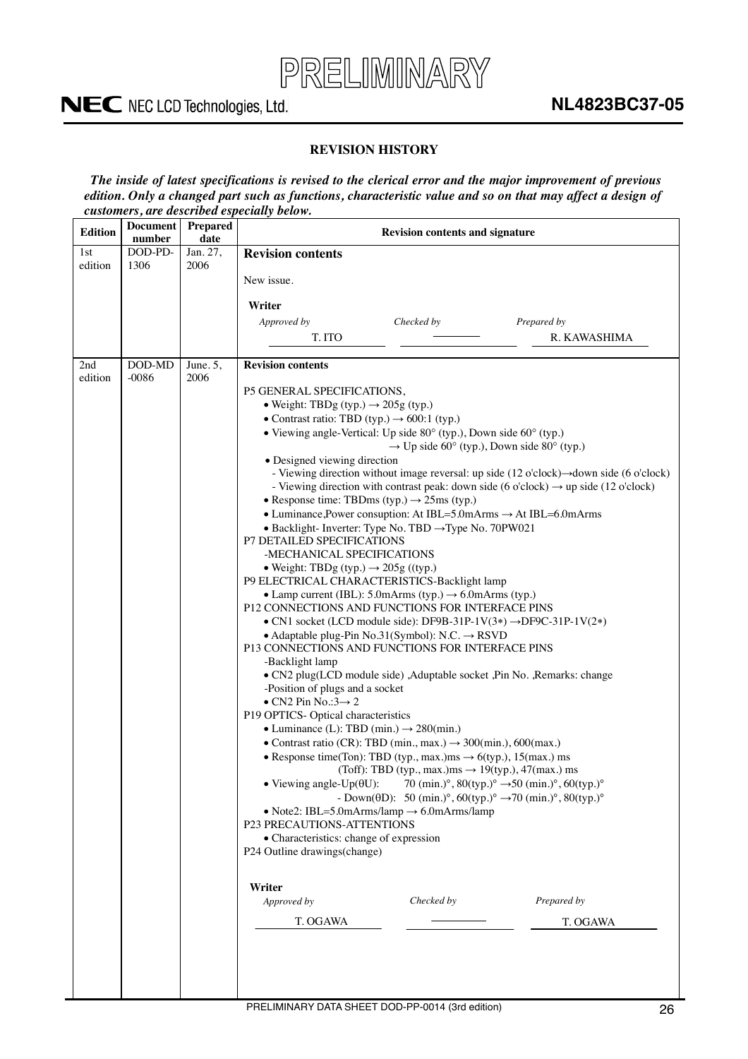PRELIMINARY

## REVISION HISTORY

***The inside of latest specifications is revised to the clerical error and the major improvement of previous edition. Only a changed part such as functions, characteristic value and so on that may affect a design of customers, are described especially below.***

| Edition | Document number | Prepared date | Revision contents and signature |
|---|---|---|---|
| 1st edition | DOD-PD-1306 | Jan. 27, 2006 | **Revision contents**<br><br>New issue.<br><br>**Writer**<br>*Approved by*: T. ITO<br>*Checked by*: ――――<br>*Prepared by*: R. KAWASHIMA |
| 2nd edition | DOD-MD -0086 | June. 5, 2006 | **Revision contents**<br><br>P5 GENERAL SPECIFICATIONS,<br>• Weight: TBDg (typ.) → 205g (typ.)<br>• Contrast ratio: TBD (typ.) → 600:1 (typ.)<br>• Viewing angle-Vertical: Up side 80° (typ.), Down side 60° (typ.)<br>→ Up side 60° (typ.), Down side 80° (typ.)<br>• Designed viewing direction<br>- Viewing direction without image reversal: up side (12 o'clock)→down side (6 o'clock)<br>- Viewing direction with contrast peak: down side (6 o'clock) → up side (12 o'clock)<br>• Response time: TBDms (typ.) → 25ms (typ.)<br>• Luminance,Power consuption: At IBL=5.0mArms → At IBL=6.0mArms<br>• Backlight- Inverter: Type No. TBD →Type No. 70PW021<br>P7 DETAILED SPECIFICATIONS<br>-MECHANICAL SPECIFICATIONS<br>• Weight: TBDg (typ.) → 205g ((typ.)<br>P9 ELECTRICAL CHARACTERISTICS-Backlight lamp<br>• Lamp current (IBL): 5.0mArms (typ.) → 6.0mArms (typ.)<br>P12 CONNECTIONS AND FUNCTIONS FOR INTERFACE PINS<br>• CN1 socket (LCD module side): DF9B-31P-1V(3*) →DF9C-31P-1V(2*)<br>• Adaptable plug-Pin No.31(Symbol): N.C. → RSVD<br>P13 CONNECTIONS AND FUNCTIONS FOR INTERFACE PINS<br>-Backlight lamp<br>• CN2 plug(LCD module side) ,Adaptable socket ,Pin No. ,Remarks: change<br>-Position of plugs and a socket<br>• CN2 Pin No.:3→ 2<br>P19 OPTICS- Optical characteristics<br>• Luminance (L): TBD (min.) → 280(min.)<br>• Contrast ratio (CR): TBD (min., max.) → 300(min.), 600(max.)<br>• Response time(Ton): TBD (typ., max.)ms → 6(typ.), 15(max.) ms<br>(Toff): TBD (typ., max.)ms → 19(typ.), 47(max.) ms<br>• Viewing angle-Up(θU): 70 (min.)°, 80(typ.)° →50 (min.)°, 60(typ.)°<br>- Down(θD): 50 (min.)°, 60(typ.)° →70 (min.)°, 80(typ.)°<br>• Note2: IBL=5.0mArms/lamp → 6.0mArms/lamp<br>P23 PRECAUTIONS-ATTENTIONS<br>• Characteristics: change of expression<br>P24 Outline drawings(change)<br><br>**Writer**<br>*Approved by*: T. OGAWA<br>*Checked by*: ――――<br>*Prepared by*: T. OGAWA |

PRELIMINARY DATA SHEET DOD-PP-0014 (3rd edition)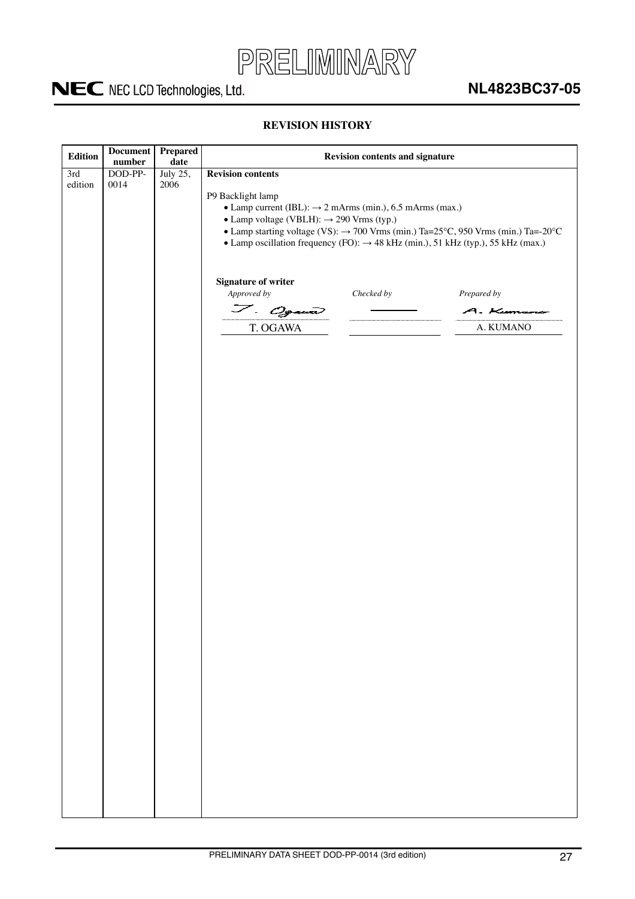## REVISION HISTORY

| Edition | Document number | Prepared date | Revision contents and signature |
|---|---|---|---|
| 3rd edition | DOD-PP-0014 | July 25, 2006 | **Revision contents**<br><br>P9 Backlight lamp<br>• Lamp current (IBL): → 2 mArms (min.), 6.5 mArms (max.)<br>• Lamp voltage (VBLH): → 290 Vrms (typ.)<br>• Lamp starting voltage (VS): → 700 Vrms (min.) Ta=25°C, 950 Vrms (min.) Ta=-20°C<br>• Lamp oscillation frequency (FO): → 48 kHz (min.), 51 kHz (typ.), 55 kHz (max.)<br><br>**Signature of writer**<br>*Approved by*: T. OGAWA<br>*Checked by*:<br>*Prepared by*: A. KUMANO |